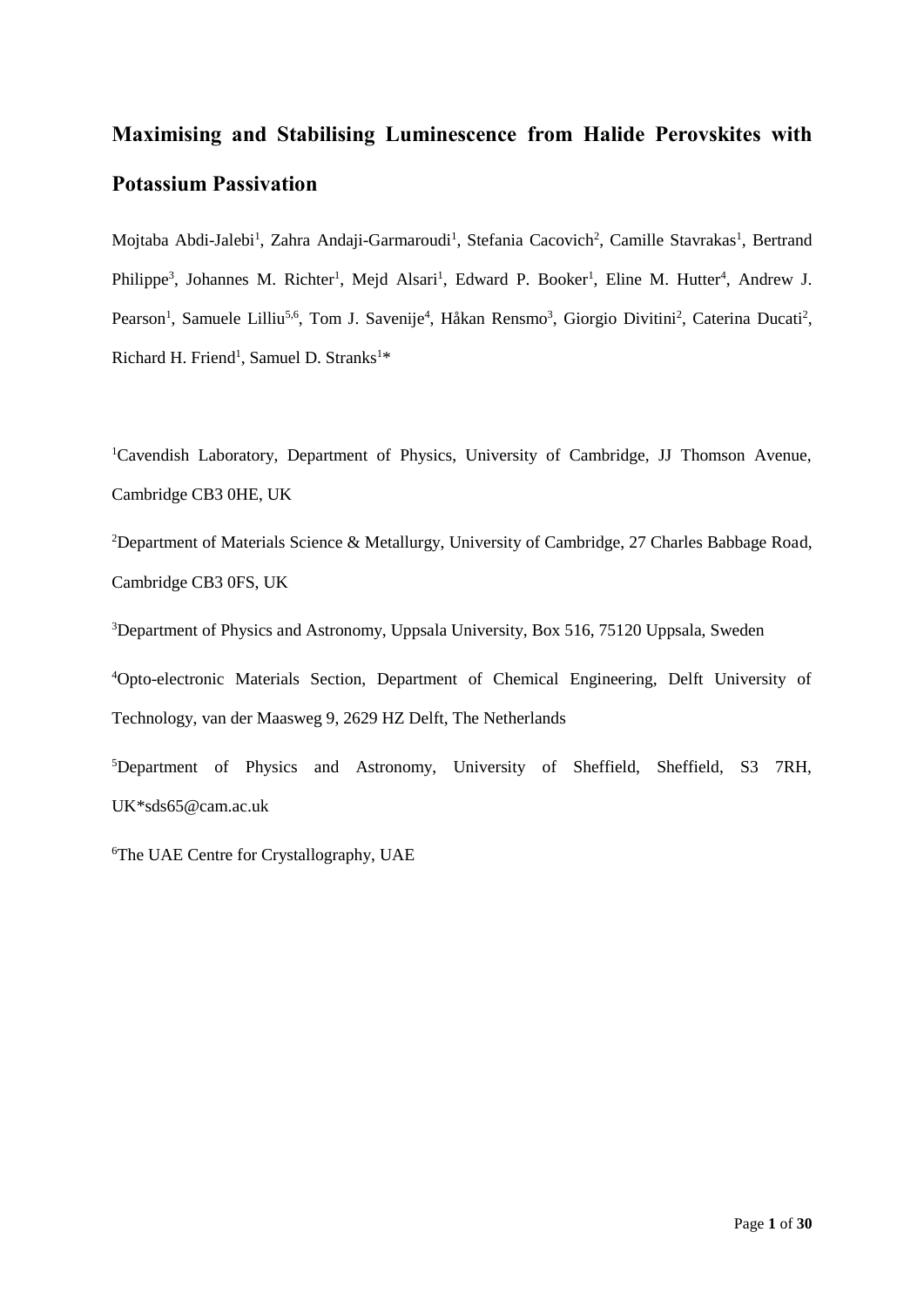# Maximising and Stabilising Luminescence from Halide Perovskites with Potassium Passivation

Mojtaba Abdi-Jalebi[1], Zahra Andaji-Garmaroudi[1], Stefania Cacovich[2], Camille Stavrakas[1], Bertrand Philippe[3], Johannes M. Richter[1], Mejd Alsari[1], Edward P. Booker[1], Eline M. Hutter[4], Andrew J. Pearson[1], Samuele Lilliu[5,6], Tom J. Savenije[4], Håkan Rensmo[3], Giorgio Divitini[2], Caterina Ducati[2], Richard H. Friend[1], Samuel D. Stranks[1]*

[1]Cavendish Laboratory, Department of Physics, University of Cambridge, JJ Thomson Avenue, Cambridge CB3 0HE, UK

[2]Department of Materials Science & Metallurgy, University of Cambridge, 27 Charles Babbage Road, Cambridge CB3 0FS, UK

[3]Department of Physics and Astronomy, Uppsala University, Box 516, 75120 Uppsala, Sweden

[4]Opto-electronic Materials Section, Department of Chemical Engineering, Delft University of Technology, van der Maasweg 9, 2629 HZ Delft, The Netherlands

[5]Department of Physics and Astronomy, University of Sheffield, Sheffield, S3 7RH, UK*sds65@cam.ac.uk

[6]The UAE Centre for Crystallography, UAE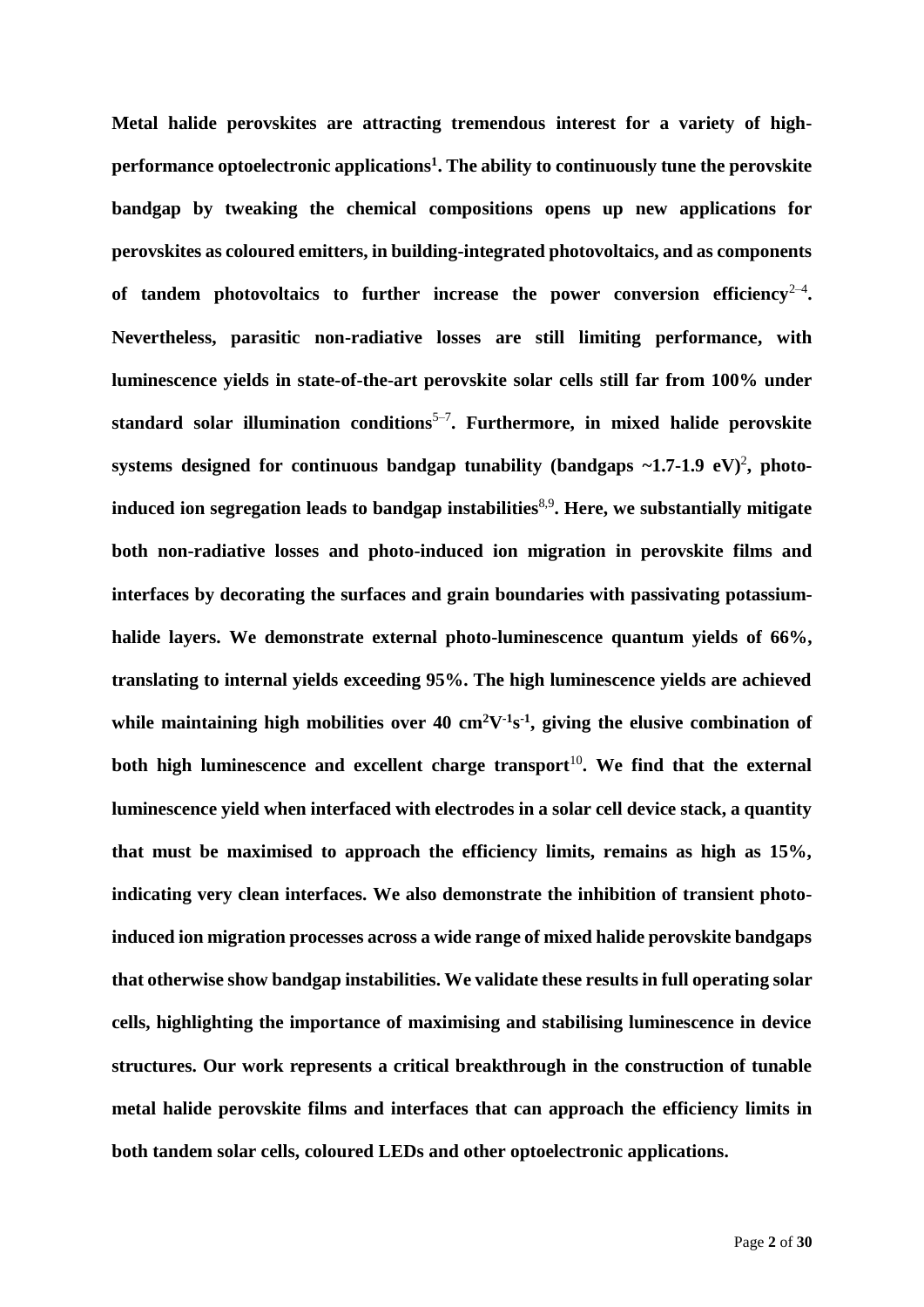**Metal halide perovskites are attracting tremendous interest for a variety of high-performance optoelectronic applications[1]. The ability to continuously tune the perovskite bandgap by tweaking the chemical compositions opens up new applications for perovskites as coloured emitters, in building-integrated photovoltaics, and as components of tandem photovoltaics to further increase the power conversion efficiency[2–4]. Nevertheless, parasitic non-radiative losses are still limiting performance, with luminescence yields in state-of-the-art perovskite solar cells still far from 100% under standard solar illumination conditions[5–7]. Furthermore, in mixed halide perovskite systems designed for continuous bandgap tunability (bandgaps ~1.7-1.9 eV)[2], photo-induced ion segregation leads to bandgap instabilities[8,9]. Here, we substantially mitigate both non-radiative losses and photo-induced ion migration in perovskite films and interfaces by decorating the surfaces and grain boundaries with passivating potassium-halide layers. We demonstrate external photo-luminescence quantum yields of 66%, translating to internal yields exceeding 95%. The high luminescence yields are achieved while maintaining high mobilities over 40 $cm^2V^{-1}s^{-1}$, giving the elusive combination of both high luminescence and excellent charge transport[10]. We find that the external luminescence yield when interfaced with electrodes in a solar cell device stack, a quantity that must be maximised to approach the efficiency limits, remains as high as 15%, indicating very clean interfaces. We also demonstrate the inhibition of transient photo-induced ion migration processes across a wide range of mixed halide perovskite bandgaps that otherwise show bandgap instabilities. We validate these results in full operating solar cells, highlighting the importance of maximising and stabilising luminescence in device structures. Our work represents a critical breakthrough in the construction of tunable metal halide perovskite films and interfaces that can approach the efficiency limits in both tandem solar cells, coloured LEDs and other optoelectronic applications.**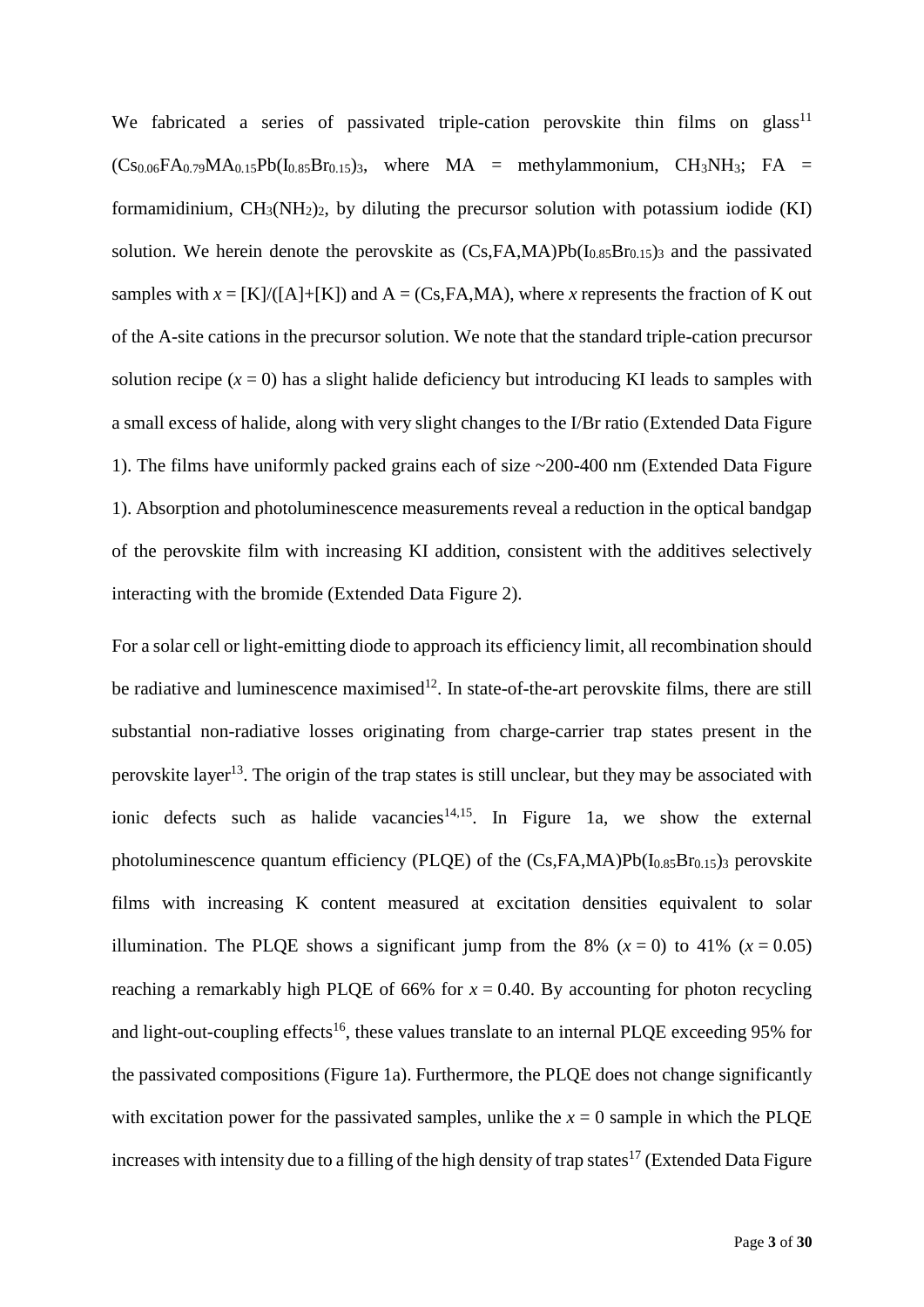We fabricated a series of passivated triple-cation perovskite thin films on glass[11] ($Cs_{0.06}FA_{0.79}MA_{0.15}Pb(I_{0.85}Br_{0.15})_3$, where MA = methylammonium, $CH_3NH_3$; FA = formamidinium, $CH_3(NH_2)_2$, by diluting the precursor solution with potassium iodide (KI) solution. We herein denote the perovskite as $(Cs,FA,MA)Pb(I_{0.85}Br_{0.15})_3$ and the passivated samples with $x = [K]/([A]+[K])$ and A = (Cs,FA,MA), where $x$ represents the fraction of K out of the A-site cations in the precursor solution. We note that the standard triple-cation precursor solution recipe ($x = 0$) has a slight halide deficiency but introducing KI leads to samples with a small excess of halide, along with very slight changes to the I/Br ratio (Extended Data Figure 1). The films have uniformly packed grains each of size ~200-400 nm (Extended Data Figure 1). Absorption and photoluminescence measurements reveal a reduction in the optical bandgap of the perovskite film with increasing KI addition, consistent with the additives selectively interacting with the bromide (Extended Data Figure 2).

For a solar cell or light-emitting diode to approach its efficiency limit, all recombination should be radiative and luminescence maximised[12]. In state-of-the-art perovskite films, there are still substantial non-radiative losses originating from charge-carrier trap states present in the perovskite layer[13]. The origin of the trap states is still unclear, but they may be associated with ionic defects such as halide vacancies[14,15]. In Figure 1a, we show the external photoluminescence quantum efficiency (PLQE) of the $(Cs,FA,MA)Pb(I_{0.85}Br_{0.15})_3$ perovskite films with increasing K content measured at excitation densities equivalent to solar illumination. The PLQE shows a significant jump from the 8% ($x = 0$) to 41% ($x = 0.05$) reaching a remarkably high PLQE of 66% for $x = 0.40$. By accounting for photon recycling and light-out-coupling effects[16], these values translate to an internal PLQE exceeding 95% for the passivated compositions (Figure 1a). Furthermore, the PLQE does not change significantly with excitation power for the passivated samples, unlike the $x = 0$ sample in which the PLQE increases with intensity due to a filling of the high density of trap states[17] (Extended Data Figure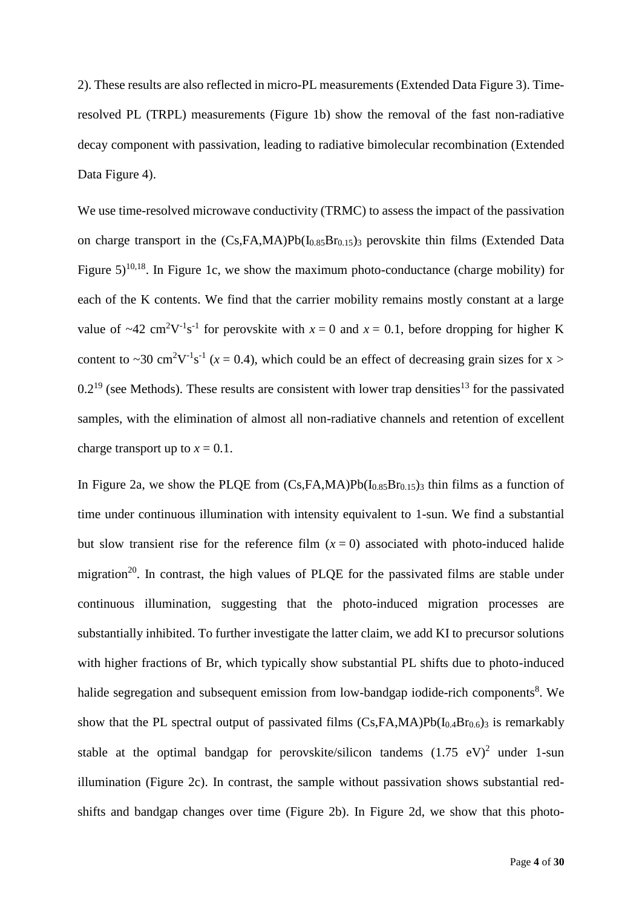2). These results are also reflected in micro-PL measurements (Extended Data Figure 3). Time-resolved PL (TRPL) measurements (Figure 1b) show the removal of the fast non-radiative decay component with passivation, leading to radiative bimolecular recombination (Extended Data Figure 4).

We use time-resolved microwave conductivity (TRMC) to assess the impact of the passivation on charge transport in the $(Cs,FA,MA)Pb(I_{0.85}Br_{0.15})_3$ perovskite thin films (Extended Data Figure 5)[10,18]. In Figure 1c, we show the maximum photo-conductance (charge mobility) for each of the K contents. We find that the carrier mobility remains mostly constant at a large value of ~42 $cm^2V^{-1}s^{-1}$ for perovskite with $x = 0$ and $x = 0.1$, before dropping for higher K content to ~30 $cm^2V^{-1}s^{-1}$ ($x = 0.4$), which could be an effect of decreasing grain sizes for $x > 0.2$[19] (see Methods). These results are consistent with lower trap densities[13] for the passivated samples, with the elimination of almost all non-radiative channels and retention of excellent charge transport up to $x = 0.1$.

In Figure 2a, we show the PLQE from $(Cs,FA,MA)Pb(I_{0.85}Br_{0.15})_3$ thin films as a function of time under continuous illumination with intensity equivalent to 1-sun. We find a substantial but slow transient rise for the reference film ($x = 0$) associated with photo-induced halide migration[20]. In contrast, the high values of PLQE for the passivated films are stable under continuous illumination, suggesting that the photo-induced migration processes are substantially inhibited. To further investigate the latter claim, we add KI to precursor solutions with higher fractions of Br, which typically show substantial PL shifts due to photo-induced halide segregation and subsequent emission from low-bandgap iodide-rich components[8]. We show that the PL spectral output of passivated films $(Cs,FA,MA)Pb(I_{0.4}Br_{0.6})_3$ is remarkably stable at the optimal bandgap for perovskite/silicon tandems (1.75 eV)[2] under 1-sun illumination (Figure 2c). In contrast, the sample without passivation shows substantial red-shifts and bandgap changes over time (Figure 2b). In Figure 2d, we show that this photo-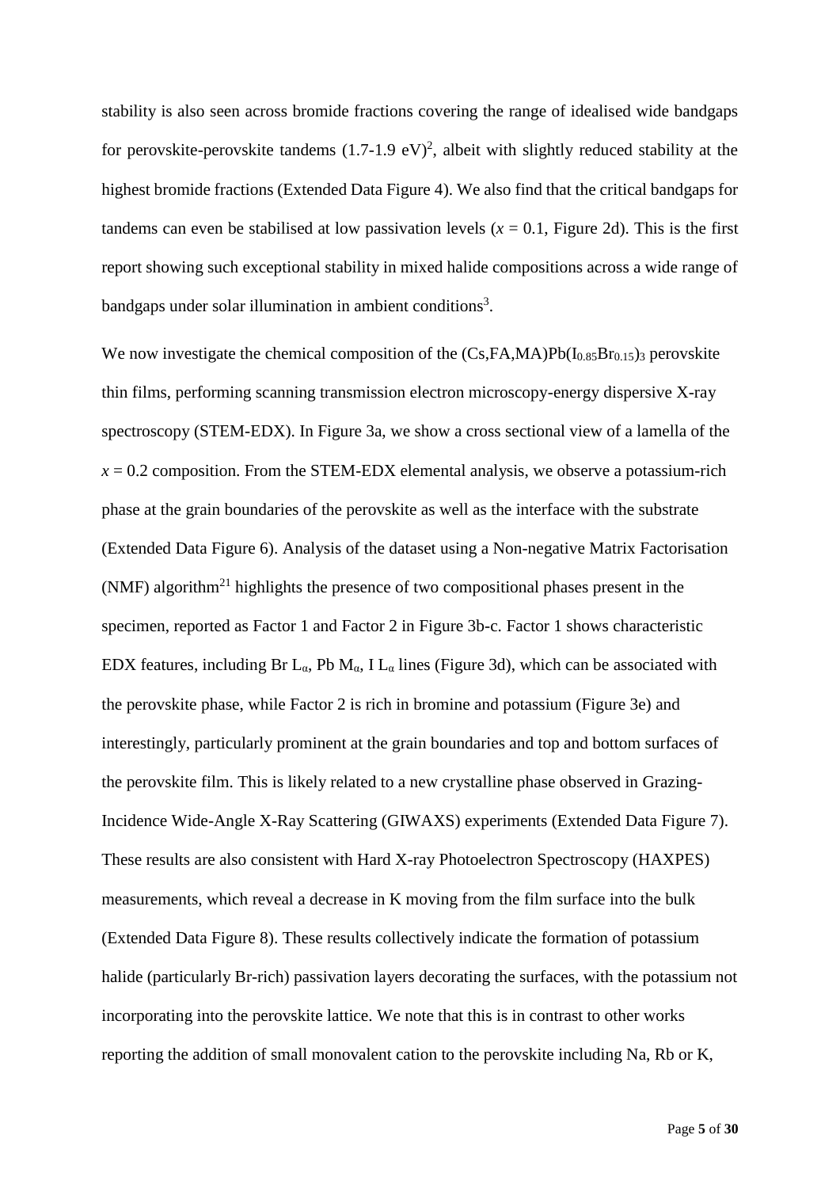stability is also seen across bromide fractions covering the range of idealised wide bandgaps for perovskite-perovskite tandems (1.7-1.9 eV)[2], albeit with slightly reduced stability at the highest bromide fractions (Extended Data Figure 4). We also find that the critical bandgaps for tandems can even be stabilised at low passivation levels ($x = 0.1$, Figure 2d). This is the first report showing such exceptional stability in mixed halide compositions across a wide range of bandgaps under solar illumination in ambient conditions[3].

We now investigate the chemical composition of the $(Cs,FA,MA)Pb(I_{0.85}Br_{0.15})_3$ perovskite thin films, performing scanning transmission electron microscopy-energy dispersive X-ray spectroscopy (STEM-EDX). In Figure 3a, we show a cross sectional view of a lamella of the $x = 0.2$ composition. From the STEM-EDX elemental analysis, we observe a potassium-rich phase at the grain boundaries of the perovskite as well as the interface with the substrate (Extended Data Figure 6). Analysis of the dataset using a Non-negative Matrix Factorisation (NMF) algorithm[21] highlights the presence of two compositional phases present in the specimen, reported as Factor 1 and Factor 2 in Figure 3b-c. Factor 1 shows characteristic EDX features, including Br $L_\alpha$, Pb $M_\alpha$, I $L_\alpha$ lines (Figure 3d), which can be associated with the perovskite phase, while Factor 2 is rich in bromine and potassium (Figure 3e) and interestingly, particularly prominent at the grain boundaries and top and bottom surfaces of the perovskite film. This is likely related to a new crystalline phase observed in Grazing-Incidence Wide-Angle X-Ray Scattering (GIWAXS) experiments (Extended Data Figure 7). These results are also consistent with Hard X-ray Photoelectron Spectroscopy (HAXPES) measurements, which reveal a decrease in K moving from the film surface into the bulk (Extended Data Figure 8). These results collectively indicate the formation of potassium halide (particularly Br-rich) passivation layers decorating the surfaces, with the potassium not incorporating into the perovskite lattice. We note that this is in contrast to other works reporting the addition of small monovalent cation to the perovskite including Na, Rb or K,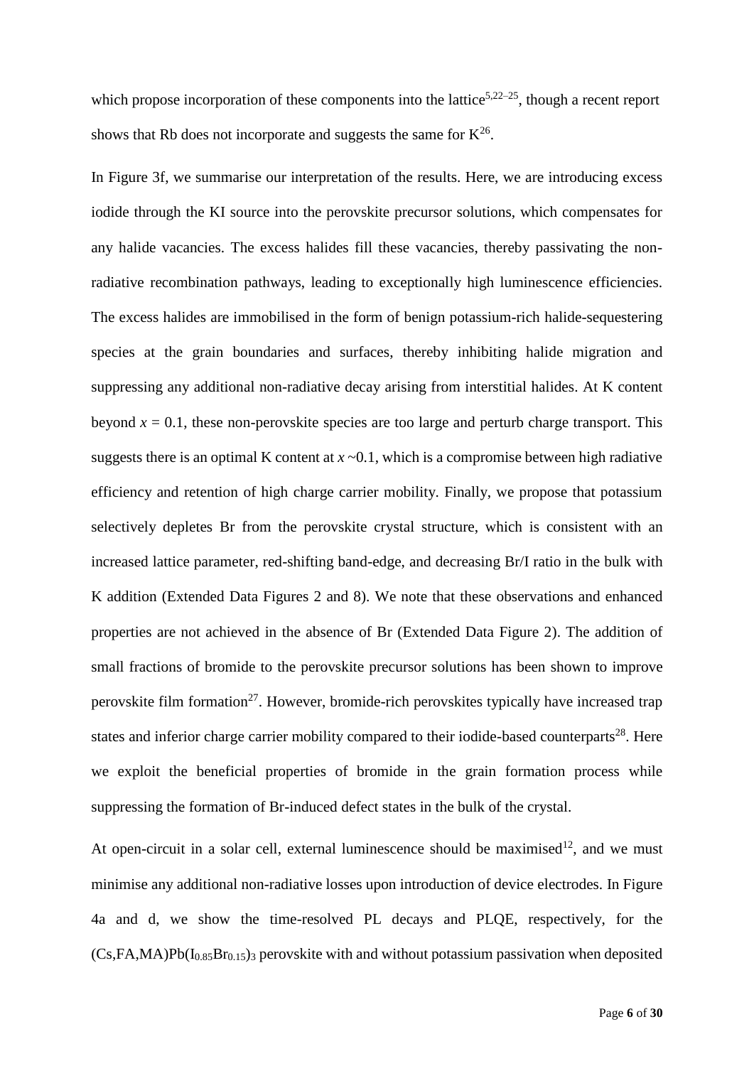which propose incorporation of these components into the lattice[5,22–25], though a recent report shows that Rb does not incorporate and suggests the same for K[26].

In Figure 3f, we summarise our interpretation of the results. Here, we are introducing excess iodide through the KI source into the perovskite precursor solutions, which compensates for any halide vacancies. The excess halides fill these vacancies, thereby passivating the non-radiative recombination pathways, leading to exceptionally high luminescence efficiencies. The excess halides are immobilised in the form of benign potassium-rich halide-sequestering species at the grain boundaries and surfaces, thereby inhibiting halide migration and suppressing any additional non-radiative decay arising from interstitial halides. At K content beyond $x = 0.1$, these non-perovskite species are too large and perturb charge transport. This suggests there is an optimal K content at $x \sim 0.1$, which is a compromise between high radiative efficiency and retention of high charge carrier mobility. Finally, we propose that potassium selectively depletes Br from the perovskite crystal structure, which is consistent with an increased lattice parameter, red-shifting band-edge, and decreasing Br/I ratio in the bulk with K addition (Extended Data Figures 2 and 8). We note that these observations and enhanced properties are not achieved in the absence of Br (Extended Data Figure 2). The addition of small fractions of bromide to the perovskite precursor solutions has been shown to improve perovskite film formation[27]. However, bromide-rich perovskites typically have increased trap states and inferior charge carrier mobility compared to their iodide-based counterparts[28]. Here we exploit the beneficial properties of bromide in the grain formation process while suppressing the formation of Br-induced defect states in the bulk of the crystal.

At open-circuit in a solar cell, external luminescence should be maximised[12], and we must minimise any additional non-radiative losses upon introduction of device electrodes. In Figure 4a and d, we show the time-resolved PL decays and PLQE, respectively, for the $(Cs,FA,MA)Pb(I_{0.85}Br_{0.15})_3$ perovskite with and without potassium passivation when deposited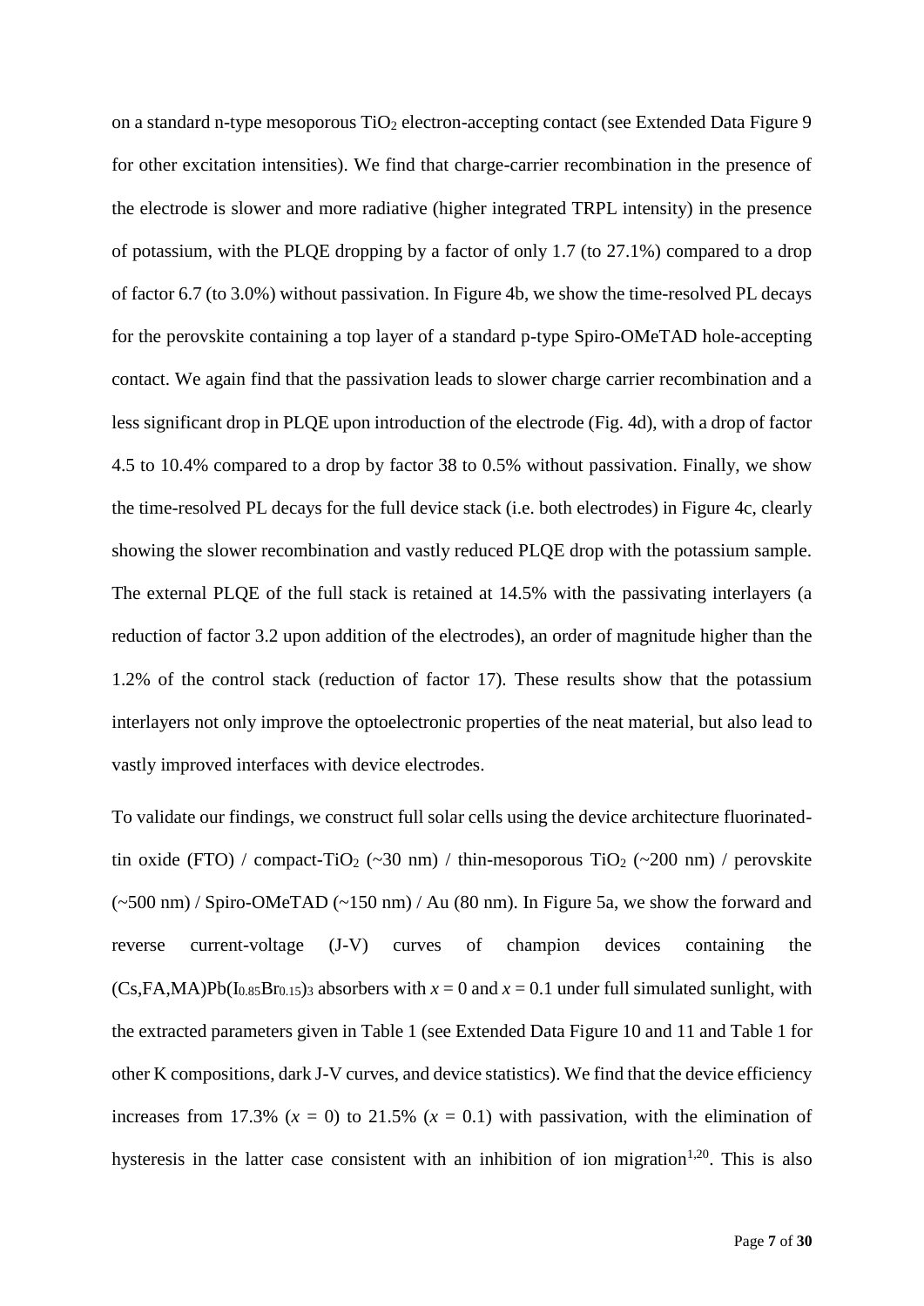on a standard n-type mesoporous $TiO_2$ electron-accepting contact (see Extended Data Figure 9 for other excitation intensities). We find that charge-carrier recombination in the presence of the electrode is slower and more radiative (higher integrated TRPL intensity) in the presence of potassium, with the PLQE dropping by a factor of only 1.7 (to 27.1%) compared to a drop of factor 6.7 (to 3.0%) without passivation. In Figure 4b, we show the time-resolved PL decays for the perovskite containing a top layer of a standard p-type Spiro-OMeTAD hole-accepting contact. We again find that the passivation leads to slower charge carrier recombination and a less significant drop in PLQE upon introduction of the electrode (Fig. 4d), with a drop of factor 4.5 to 10.4% compared to a drop by factor 38 to 0.5% without passivation. Finally, we show the time-resolved PL decays for the full device stack (i.e. both electrodes) in Figure 4c, clearly showing the slower recombination and vastly reduced PLQE drop with the potassium sample. The external PLQE of the full stack is retained at 14.5% with the passivating interlayers (a reduction of factor 3.2 upon addition of the electrodes), an order of magnitude higher than the 1.2% of the control stack (reduction of factor 17). These results show that the potassium interlayers not only improve the optoelectronic properties of the neat material, but also lead to vastly improved interfaces with device electrodes.

To validate our findings, we construct full solar cells using the device architecture fluorinated-tin oxide (FTO) / compact-$TiO_2$ (~30 nm) / thin-mesoporous $TiO_2$ (~200 nm) / perovskite (~500 nm) / Spiro-OMeTAD (~150 nm) / Au (80 nm). In Figure 5a, we show the forward and reverse current-voltage (J-V) curves of champion devices containing the $(Cs,FA,MA)Pb(I_{0.85}Br_{0.15})_3$ absorbers with $x = 0$ and $x = 0.1$ under full simulated sunlight, with the extracted parameters given in Table 1 (see Extended Data Figure 10 and 11 and Table 1 for other K compositions, dark J-V curves, and device statistics). We find that the device efficiency increases from 17.3% ($x = 0$) to 21.5% ($x = 0.1$) with passivation, with the elimination of hysteresis in the latter case consistent with an inhibition of ion migration[1,20]. This is also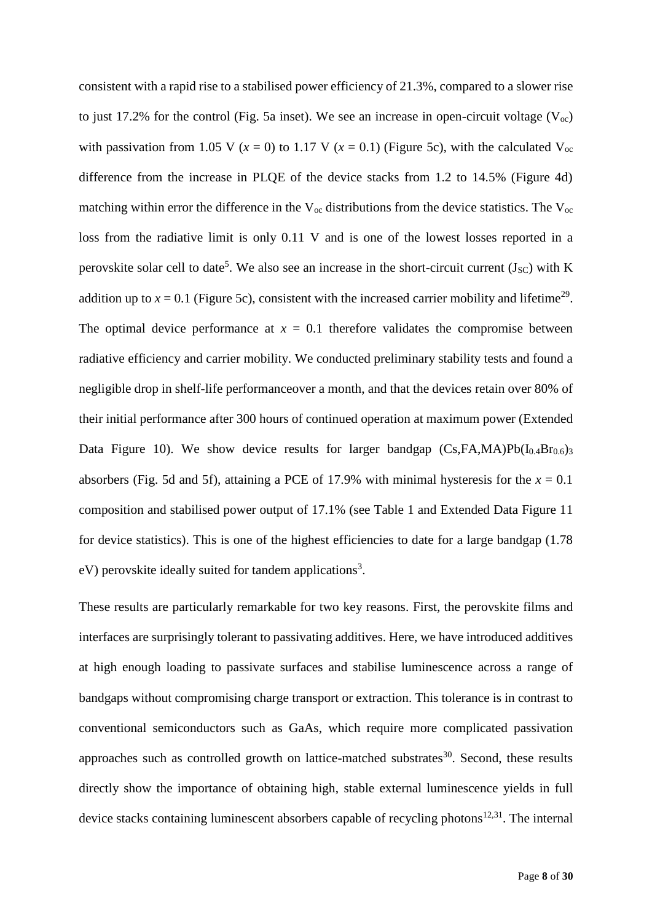consistent with a rapid rise to a stabilised power efficiency of 21.3%, compared to a slower rise to just 17.2% for the control (Fig. 5a inset). We see an increase in open-circuit voltage ($V_{oc}$) with passivation from 1.05 V ($x = 0$) to 1.17 V ($x = 0.1$) (Figure 5c), with the calculated $V_{oc}$ difference from the increase in PLQE of the device stacks from 1.2 to 14.5% (Figure 4d) matching within error the difference in the $V_{oc}$ distributions from the device statistics. The $V_{oc}$ loss from the radiative limit is only 0.11 V and is one of the lowest losses reported in a perovskite solar cell to date[5]. We also see an increase in the short-circuit current ($J_{SC}$) with K addition up to $x = 0.1$ (Figure 5c), consistent with the increased carrier mobility and lifetime[29]. The optimal device performance at $x = 0.1$ therefore validates the compromise between radiative efficiency and carrier mobility. We conducted preliminary stability tests and found a negligible drop in shelf-life performanceover a month, and that the devices retain over 80% of their initial performance after 300 hours of continued operation at maximum power (Extended Data Figure 10). We show device results for larger bandgap (Cs,FA,MA)$Pb(I_{0.4}Br_{0.6})_3$ absorbers (Fig. 5d and 5f), attaining a PCE of 17.9% with minimal hysteresis for the $x = 0.1$ composition and stabilised power output of 17.1% (see Table 1 and Extended Data Figure 11 for device statistics). This is one of the highest efficiencies to date for a large bandgap (1.78 eV) perovskite ideally suited for tandem applications[3].

These results are particularly remarkable for two key reasons. First, the perovskite films and interfaces are surprisingly tolerant to passivating additives. Here, we have introduced additives at high enough loading to passivate surfaces and stabilise luminescence across a range of bandgaps without compromising charge transport or extraction. This tolerance is in contrast to conventional semiconductors such as GaAs, which require more complicated passivation approaches such as controlled growth on lattice-matched substrates[30]. Second, these results directly show the importance of obtaining high, stable external luminescence yields in full device stacks containing luminescent absorbers capable of recycling photons[12,31]. The internal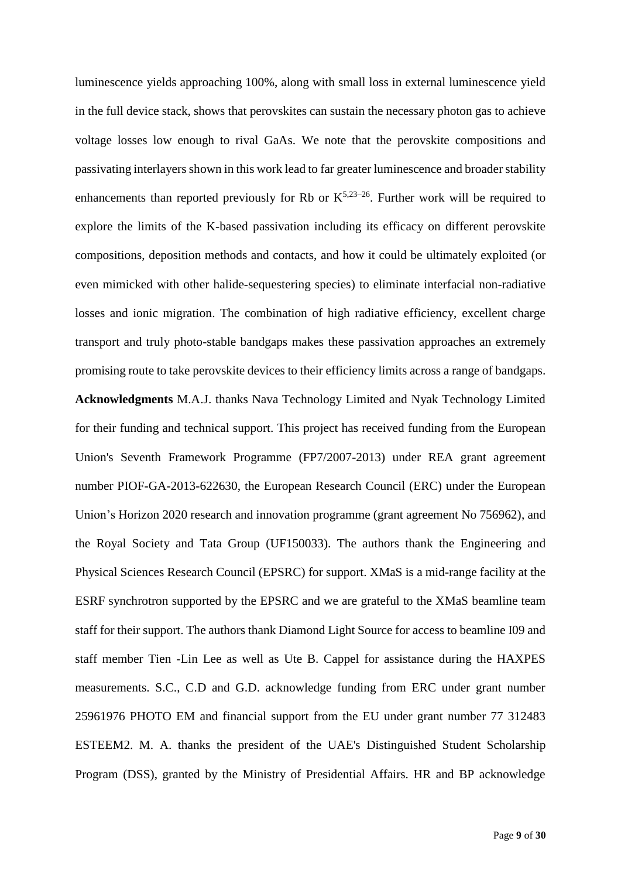luminescence yields approaching 100%, along with small loss in external luminescence yield in the full device stack, shows that perovskites can sustain the necessary photon gas to achieve voltage losses low enough to rival GaAs. We note that the perovskite compositions and passivating interlayers shown in this work lead to far greater luminescence and broader stability enhancements than reported previously for Rb or K[5,23–26]. Further work will be required to explore the limits of the K-based passivation including its efficacy on different perovskite compositions, deposition methods and contacts, and how it could be ultimately exploited (or even mimicked with other halide-sequestering species) to eliminate interfacial non-radiative losses and ionic migration. The combination of high radiative efficiency, excellent charge transport and truly photo-stable bandgaps makes these passivation approaches an extremely promising route to take perovskite devices to their efficiency limits across a range of bandgaps.

**Acknowledgments** M.A.J. thanks Nava Technology Limited and Nyak Technology Limited for their funding and technical support. This project has received funding from the European Union's Seventh Framework Programme (FP7/2007-2013) under REA grant agreement number PIOF-GA-2013-622630, the European Research Council (ERC) under the European Union's Horizon 2020 research and innovation programme (grant agreement No 756962), and the Royal Society and Tata Group (UF150033). The authors thank the Engineering and Physical Sciences Research Council (EPSRC) for support. XMaS is a mid-range facility at the ESRF synchrotron supported by the EPSRC and we are grateful to the XMaS beamline team staff for their support. The authors thank Diamond Light Source for access to beamline I09 and staff member Tien -Lin Lee as well as Ute B. Cappel for assistance during the HAXPES measurements. S.C., C.D and G.D. acknowledge funding from ERC under grant number 25961976 PHOTO EM and financial support from the EU under grant number 77 312483 ESTEEM2. M. A. thanks the president of the UAE's Distinguished Student Scholarship Program (DSS), granted by the Ministry of Presidential Affairs. HR and BP acknowledge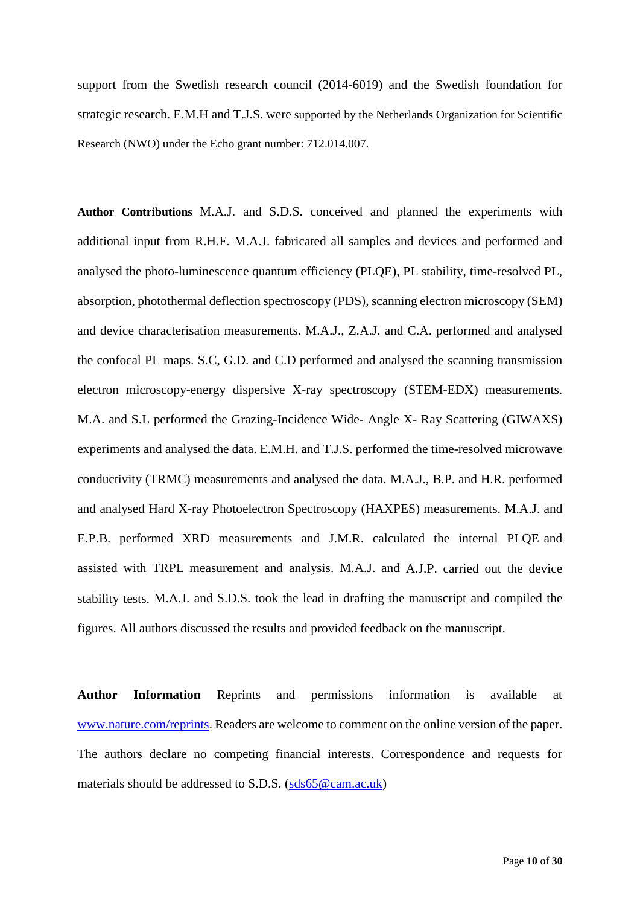support from the Swedish research council (2014-6019) and the Swedish foundation for strategic research. E.M.H and T.J.S. were supported by the Netherlands Organization for Scientific Research (NWO) under the Echo grant number: 712.014.007.

**Author Contributions** M.A.J. and S.D.S. conceived and planned the experiments with additional input from R.H.F. M.A.J. fabricated all samples and devices and performed and analysed the photo-luminescence quantum efficiency (PLQE), PL stability, time-resolved PL, absorption, photothermal deflection spectroscopy (PDS), scanning electron microscopy (SEM) and device characterisation measurements. M.A.J., Z.A.J. and C.A. performed and analysed the confocal PL maps. S.C, G.D. and C.D performed and analysed the scanning transmission electron microscopy-energy dispersive X-ray spectroscopy (STEM-EDX) measurements. M.A. and S.L performed the Grazing-Incidence Wide- Angle X- Ray Scattering (GIWAXS) experiments and analysed the data. E.M.H. and T.J.S. performed the time-resolved microwave conductivity (TRMC) measurements and analysed the data. M.A.J., B.P. and H.R. performed and analysed Hard X-ray Photoelectron Spectroscopy (HAXPES) measurements. M.A.J. and E.P.B. performed XRD measurements and J.M.R. calculated the internal PLQE and assisted with TRPL measurement and analysis. M.A.J. and A.J.P. carried out the device stability tests. M.A.J. and S.D.S. took the lead in drafting the manuscript and compiled the figures. All authors discussed the results and provided feedback on the manuscript.

**Author Information** Reprints and permissions information is available at www.nature.com/reprints. Readers are welcome to comment on the online version of the paper. The authors declare no competing financial interests. Correspondence and requests for materials should be addressed to S.D.S. (sds65@cam.ac.uk)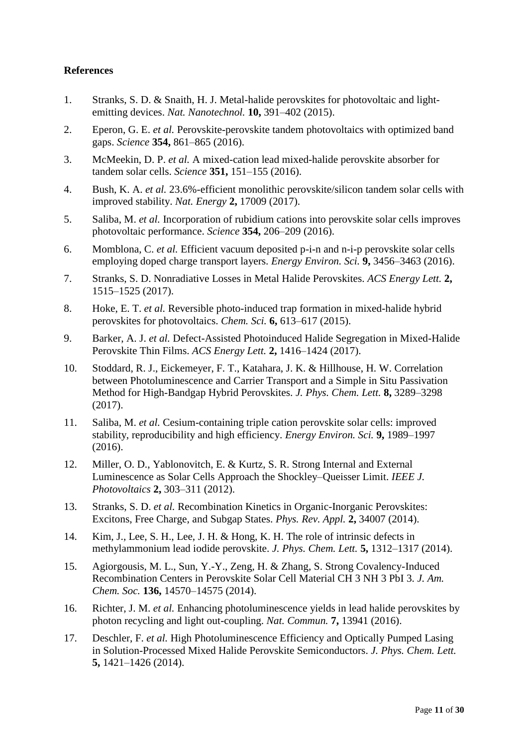## References

1. Stranks, S. D. & Snaith, H. J. Metal-halide perovskites for photovoltaic and light-emitting devices. *Nat. Nanotechnol.* **10,** 391–402 (2015).
2. Eperon, G. E. *et al.* Perovskite-perovskite tandem photovoltaics with optimized band gaps. *Science* **354,** 861–865 (2016).
3. McMeekin, D. P. *et al.* A mixed-cation lead mixed-halide perovskite absorber for tandem solar cells. *Science* **351,** 151–155 (2016).
4. Bush, K. A. *et al.* 23.6%-efficient monolithic perovskite/silicon tandem solar cells with improved stability. *Nat. Energy* **2,** 17009 (2017).
5. Saliba, M. *et al.* Incorporation of rubidium cations into perovskite solar cells improves photovoltaic performance. *Science* **354,** 206–209 (2016).
6. Momblona, C. *et al.* Efficient vacuum deposited p-i-n and n-i-p perovskite solar cells employing doped charge transport layers. *Energy Environ. Sci.* **9,** 3456–3463 (2016).
7. Stranks, S. D. Nonradiative Losses in Metal Halide Perovskites. *ACS Energy Lett.* **2,** 1515–1525 (2017).
8. Hoke, E. T. *et al.* Reversible photo-induced trap formation in mixed-halide hybrid perovskites for photovoltaics. *Chem. Sci.* **6,** 613–617 (2015).
9. Barker, A. J. *et al.* Defect-Assisted Photoinduced Halide Segregation in Mixed-Halide Perovskite Thin Films. *ACS Energy Lett.* **2,** 1416–1424 (2017).
10. Stoddard, R. J., Eickemeyer, F. T., Katahara, J. K. & Hillhouse, H. W. Correlation between Photoluminescence and Carrier Transport and a Simple in Situ Passivation Method for High-Bandgap Hybrid Perovskites. *J. Phys. Chem. Lett.* **8,** 3289–3298 (2017).
11. Saliba, M. *et al.* Cesium-containing triple cation perovskite solar cells: improved stability, reproducibility and high efficiency. *Energy Environ. Sci.* **9,** 1989–1997 (2016).
12. Miller, O. D., Yablonovitch, E. & Kurtz, S. R. Strong Internal and External Luminescence as Solar Cells Approach the Shockley–Queisser Limit. *IEEE J. Photovoltaics* **2,** 303–311 (2012).
13. Stranks, S. D. *et al.* Recombination Kinetics in Organic-Inorganic Perovskites: Excitons, Free Charge, and Subgap States. *Phys. Rev. Appl.* **2,** 34007 (2014).
14. Kim, J., Lee, S. H., Lee, J. H. & Hong, K. H. The role of intrinsic defects in methylammonium lead iodide perovskite. *J. Phys. Chem. Lett.* **5,** 1312–1317 (2014).
15. Agiorgousis, M. L., Sun, Y.-Y., Zeng, H. & Zhang, S. Strong Covalency-Induced Recombination Centers in Perovskite Solar Cell Material CH 3 NH 3 PbI 3. *J. Am. Chem. Soc.* **136,** 14570–14575 (2014).
16. Richter, J. M. *et al.* Enhancing photoluminescence yields in lead halide perovskites by photon recycling and light out-coupling. *Nat. Commun.* **7,** 13941 (2016).
17. Deschler, F. *et al.* High Photoluminescence Efficiency and Optically Pumped Lasing in Solution-Processed Mixed Halide Perovskite Semiconductors. *J. Phys. Chem. Lett.* **5,** 1421–1426 (2014).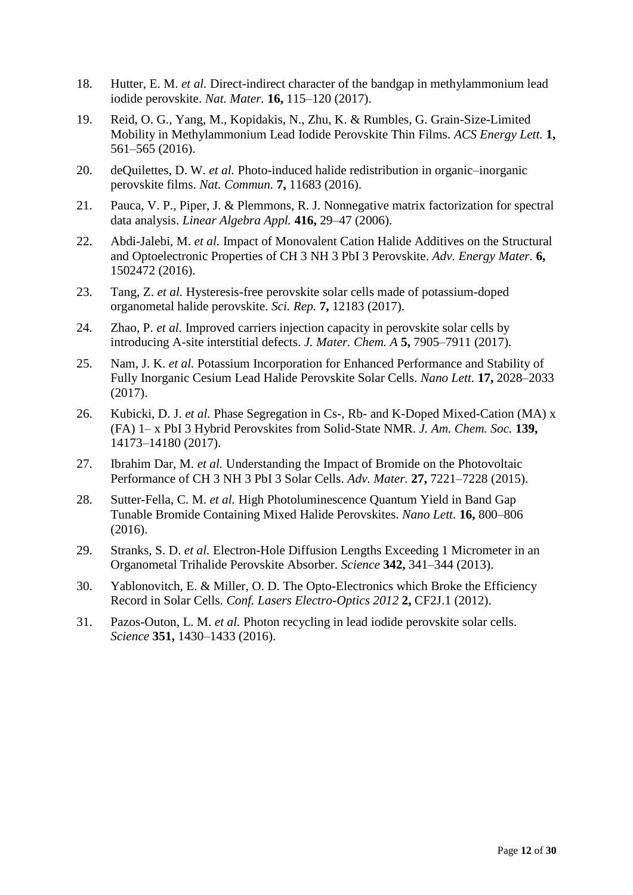18. Hutter, E. M. *et al.* Direct-indirect character of the bandgap in methylammonium lead iodide perovskite. *Nat. Mater.* **16,** 115–120 (2017).
19. Reid, O. G., Yang, M., Kopidakis, N., Zhu, K. & Rumbles, G. Grain-Size-Limited Mobility in Methylammonium Lead Iodide Perovskite Thin Films. *ACS Energy Lett.* **1,** 561–565 (2016).
20. deQuilettes, D. W. *et al.* Photo-induced halide redistribution in organic–inorganic perovskite films. *Nat. Commun.* **7,** 11683 (2016).
21. Pauca, V. P., Piper, J. & Plemmons, R. J. Nonnegative matrix factorization for spectral data analysis. *Linear Algebra Appl.* **416,** 29–47 (2006).
22. Abdi-Jalebi, M. *et al.* Impact of Monovalent Cation Halide Additives on the Structural and Optoelectronic Properties of CH 3 NH 3 PbI 3 Perovskite. *Adv. Energy Mater.* **6,** 1502472 (2016).
23. Tang, Z. *et al.* Hysteresis-free perovskite solar cells made of potassium-doped organometal halide perovskite. *Sci. Rep.* **7,** 12183 (2017).
24. Zhao, P. *et al.* Improved carriers injection capacity in perovskite solar cells by introducing A-site interstitial defects. *J. Mater. Chem. A* **5,** 7905–7911 (2017).
25. Nam, J. K. *et al.* Potassium Incorporation for Enhanced Performance and Stability of Fully Inorganic Cesium Lead Halide Perovskite Solar Cells. *Nano Lett.* **17,** 2028–2033 (2017).
26. Kubicki, D. J. *et al.* Phase Segregation in Cs-, Rb- and K-Doped Mixed-Cation (MA) x (FA) 1– x PbI 3 Hybrid Perovskites from Solid-State NMR. *J. Am. Chem. Soc.* **139,** 14173–14180 (2017).
27. Ibrahim Dar, M. *et al.* Understanding the Impact of Bromide on the Photovoltaic Performance of CH 3 NH 3 PbI 3 Solar Cells. *Adv. Mater.* **27,** 7221–7228 (2015).
28. Sutter-Fella, C. M. *et al.* High Photoluminescence Quantum Yield in Band Gap Tunable Bromide Containing Mixed Halide Perovskites. *Nano Lett.* **16,** 800–806 (2016).
29. Stranks, S. D. *et al.* Electron-Hole Diffusion Lengths Exceeding 1 Micrometer in an Organometal Trihalide Perovskite Absorber. *Science* **342,** 341–344 (2013).
30. Yablonovitch, E. & Miller, O. D. The Opto-Electronics which Broke the Efficiency Record in Solar Cells. *Conf. Lasers Electro-Optics 2012* **2,** CF2J.1 (2012).
31. Pazos-Outon, L. M. *et al.* Photon recycling in lead iodide perovskite solar cells. *Science* **351,** 1430–1433 (2016).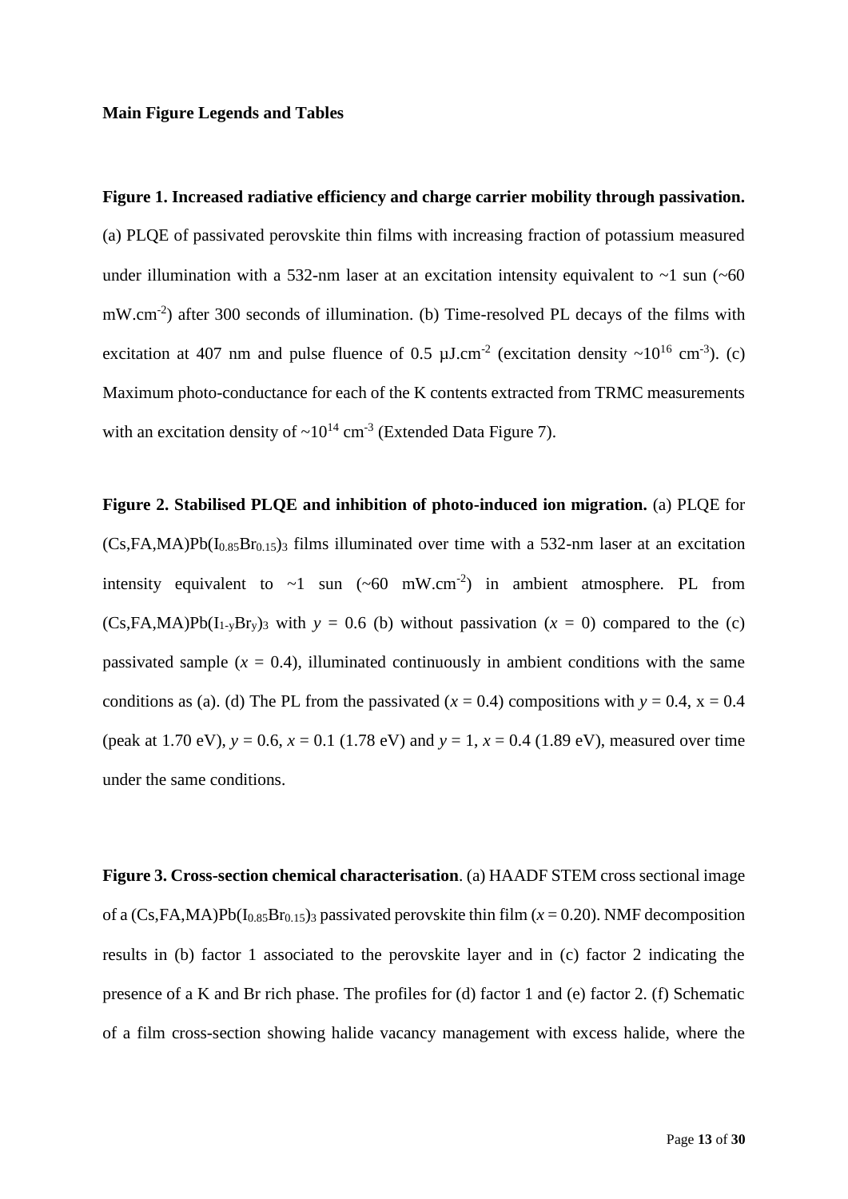**Main Figure Legends and Tables**

**Figure 1. Increased radiative efficiency and charge carrier mobility through passivation.** (a) PLQE of passivated perovskite thin films with increasing fraction of potassium measured under illumination with a 532-nm laser at an excitation intensity equivalent to ~1 sun (~60 $mW.cm^{-2}$) after 300 seconds of illumination. (b) Time-resolved PL decays of the films with excitation at 407 nm and pulse fluence of 0.5 $\mu J.cm^{-2}$ (excitation density ~$10^{16}$ $cm^{-3}$). (c) Maximum photo-conductance for each of the K contents extracted from TRMC measurements with an excitation density of ~$10^{14}$ $cm^{-3}$ (Extended Data Figure 7).

**Figure 2. Stabilised PLQE and inhibition of photo-induced ion migration.** (a) PLQE for $(Cs,FA,MA)Pb(I_{0.85}Br_{0.15})_3$ films illuminated over time with a 532-nm laser at an excitation intensity equivalent to ~1 sun (~60 $mW.cm^{-2}$) in ambient atmosphere. PL from $(Cs,FA,MA)Pb(I_{1-y}Br_y)_3$ with $y$ = 0.6 (b) without passivation ($x$ = 0) compared to the (c) passivated sample ($x$ = 0.4), illuminated continuously in ambient conditions with the same conditions as (a). (d) The PL from the passivated ($x$ = 0.4) compositions with $y$ = 0.4, x = 0.4 (peak at 1.70 eV), $y$ = 0.6, $x$ = 0.1 (1.78 eV) and $y$ = 1, $x$ = 0.4 (1.89 eV), measured over time under the same conditions.

**Figure 3. Cross-section chemical characterisation**. (a) HAADF STEM cross sectional image of a $(Cs,FA,MA)Pb(I_{0.85}Br_{0.15})_3$ passivated perovskite thin film ($x$ = 0.20). NMF decomposition results in (b) factor 1 associated to the perovskite layer and in (c) factor 2 indicating the presence of a K and Br rich phase. The profiles for (d) factor 1 and (e) factor 2. (f) Schematic of a film cross-section showing halide vacancy management with excess halide, where the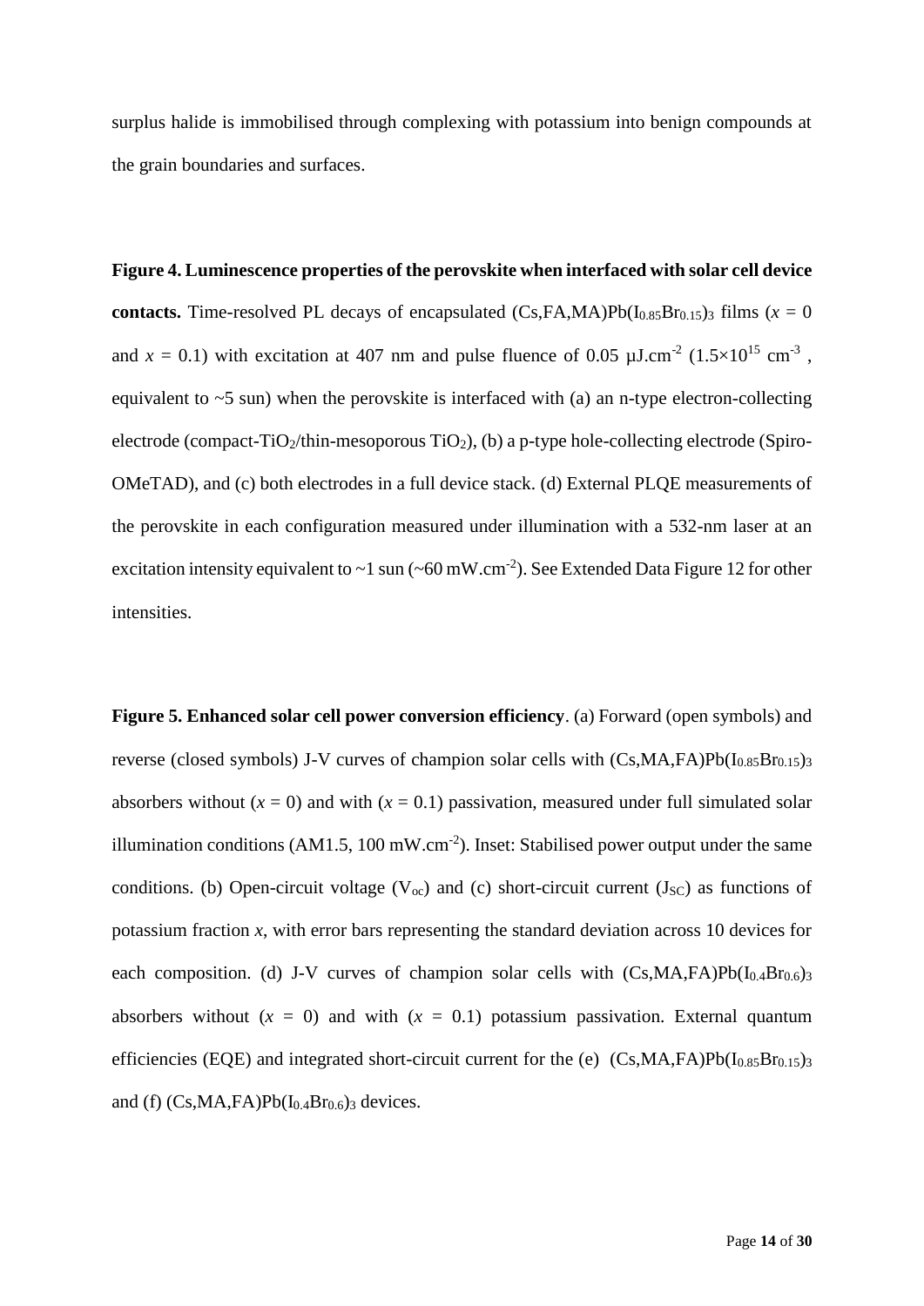surplus halide is immobilised through complexing with potassium into benign compounds at the grain boundaries and surfaces.

**Figure 4. Luminescence properties of the perovskite when interfaced with solar cell device contacts.** Time-resolved PL decays of encapsulated $(Cs,FA,MA)Pb(I_{0.85}Br_{0.15})_3$ films ($x = 0$ and $x = 0.1$) with excitation at 407 nm and pulse fluence of 0.05 μJ.cm$^{-2}$ ($1.5\times10^{15}$ cm$^{-3}$ , equivalent to ~5 sun) when the perovskite is interfaced with (a) an n-type electron-collecting electrode (compact-$TiO_2$/thin-mesoporous $TiO_2$), (b) a p-type hole-collecting electrode (Spiro-OMeTAD), and (c) both electrodes in a full device stack. (d) External PLQE measurements of the perovskite in each configuration measured under illumination with a 532-nm laser at an excitation intensity equivalent to ~1 sun (~60 mW.cm$^{-2}$). See Extended Data Figure 12 for other intensities.

**Figure 5. Enhanced solar cell power conversion efficiency**. (a) Forward (open symbols) and reverse (closed symbols) J-V curves of champion solar cells with $(Cs,MA,FA)Pb(I_{0.85}Br_{0.15})_3$ absorbers without ($x = 0$) and with ($x = 0.1$) passivation, measured under full simulated solar illumination conditions (AM1.5, 100 mW.cm$^{-2}$). Inset: Stabilised power output under the same conditions. (b) Open-circuit voltage ($V_{oc}$) and (c) short-circuit current ($J_{SC}$) as functions of potassium fraction $x$, with error bars representing the standard deviation across 10 devices for each composition. (d) J-V curves of champion solar cells with $(Cs,MA,FA)Pb(I_{0.4}Br_{0.6})_3$ absorbers without ($x = 0$) and with ($x = 0.1$) potassium passivation. External quantum efficiencies (EQE) and integrated short-circuit current for the (e) $(Cs,MA,FA)Pb(I_{0.85}Br_{0.15})_3$ and (f) $(Cs,MA,FA)Pb(I_{0.4}Br_{0.6})_3$ devices.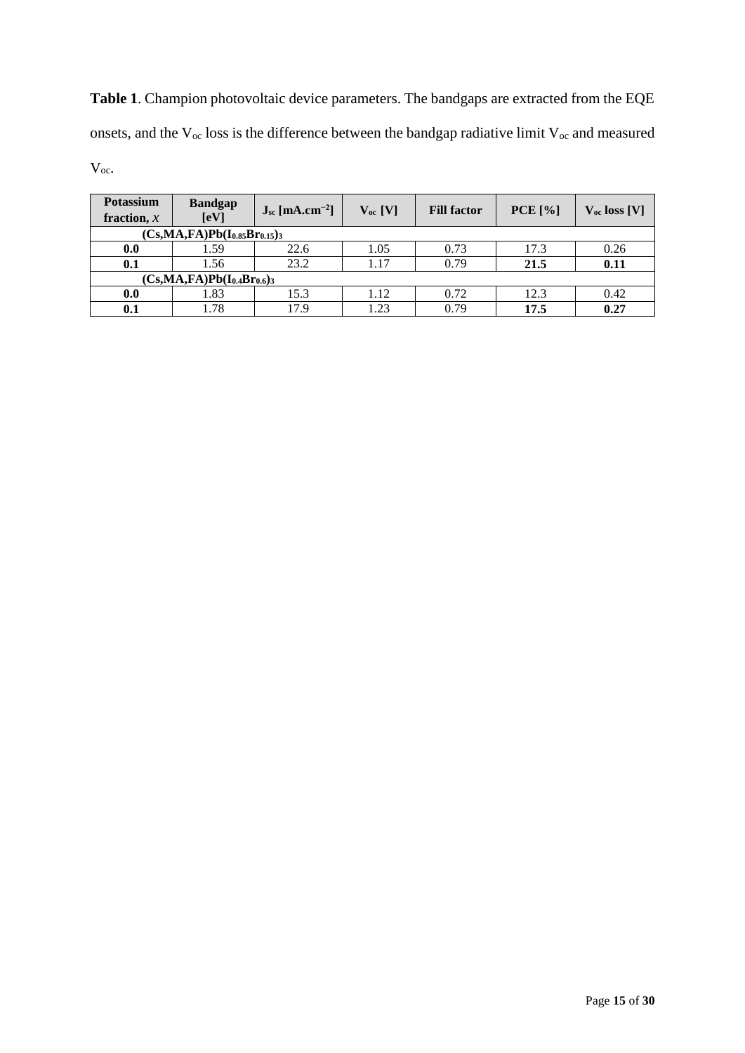**Table 1**. Champion photovoltaic device parameters. The bandgaps are extracted from the EQE onsets, and the $V_{oc}$ loss is the difference between the bandgap radiative limit $V_{oc}$ and measured $V_{oc}$.

| **Potassium fraction, *x*** | **Bandgap [eV]** | **$J_{sc}$ [mA.cm$^{-2}$]** | **$V_{oc}$ [V]** | **Fill factor** | **PCE [%]** | **$V_{oc}$ loss [V]** |
|---|---|---|---|---|---|---|
| **$(Cs,MA,FA)Pb(I_{0.85}Br_{0.15})_3$** | | | | | | |
| **0.0** | 1.59 | 22.6 | 1.05 | 0.73 | 17.3 | 0.26 |
| **0.1** | 1.56 | 23.2 | 1.17 | 0.79 | **21.5** | **0.11** |
| **$(Cs,MA,FA)Pb(I_{0.4}Br_{0.6})_3$** | | | | | | |
| **0.0** | 1.83 | 15.3 | 1.12 | 0.72 | 12.3 | 0.42 |
| **0.1** | 1.78 | 17.9 | 1.23 | 0.79 | **17.5** | **0.27** |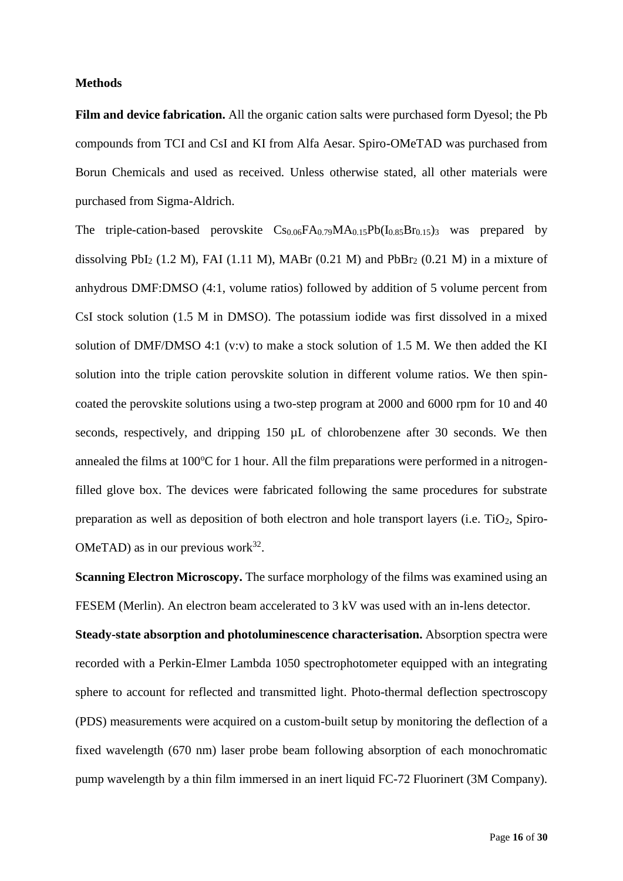## Methods

**Film and device fabrication.** All the organic cation salts were purchased form Dyesol; the Pb compounds from TCI and CsI and KI from Alfa Aesar. Spiro-OMeTAD was purchased from Borun Chemicals and used as received. Unless otherwise stated, all other materials were purchased from Sigma-Aldrich.

The triple-cation-based perovskite $Cs_{0.06}FA_{0.79}MA_{0.15}Pb(I_{0.85}Br_{0.15})_3$ was prepared by dissolving $PbI_2$ (1.2 M), FAI (1.11 M), MABr (0.21 M) and $PbBr_2$ (0.21 M) in a mixture of anhydrous DMF:DMSO (4:1, volume ratios) followed by addition of 5 volume percent from CsI stock solution (1.5 M in DMSO). The potassium iodide was first dissolved in a mixed solution of DMF/DMSO 4:1 (v:v) to make a stock solution of 1.5 M. We then added the KI solution into the triple cation perovskite solution in different volume ratios. We then spin-coated the perovskite solutions using a two-step program at 2000 and 6000 rpm for 10 and 40 seconds, respectively, and dripping 150 µL of chlorobenzene after 30 seconds. We then annealed the films at 100°C for 1 hour. All the film preparations were performed in a nitrogen-filled glove box. The devices were fabricated following the same procedures for substrate preparation as well as deposition of both electron and hole transport layers (i.e. $TiO_2$, Spiro-OMeTAD) as in our previous work[32].

**Scanning Electron Microscopy.** The surface morphology of the films was examined using an FESEM (Merlin). An electron beam accelerated to 3 kV was used with an in-lens detector.

**Steady-state absorption and photoluminescence characterisation.** Absorption spectra were recorded with a Perkin-Elmer Lambda 1050 spectrophotometer equipped with an integrating sphere to account for reflected and transmitted light. Photo-thermal deflection spectroscopy (PDS) measurements were acquired on a custom-built setup by monitoring the deflection of a fixed wavelength (670 nm) laser probe beam following absorption of each monochromatic pump wavelength by a thin film immersed in an inert liquid FC-72 Fluorinert (3M Company).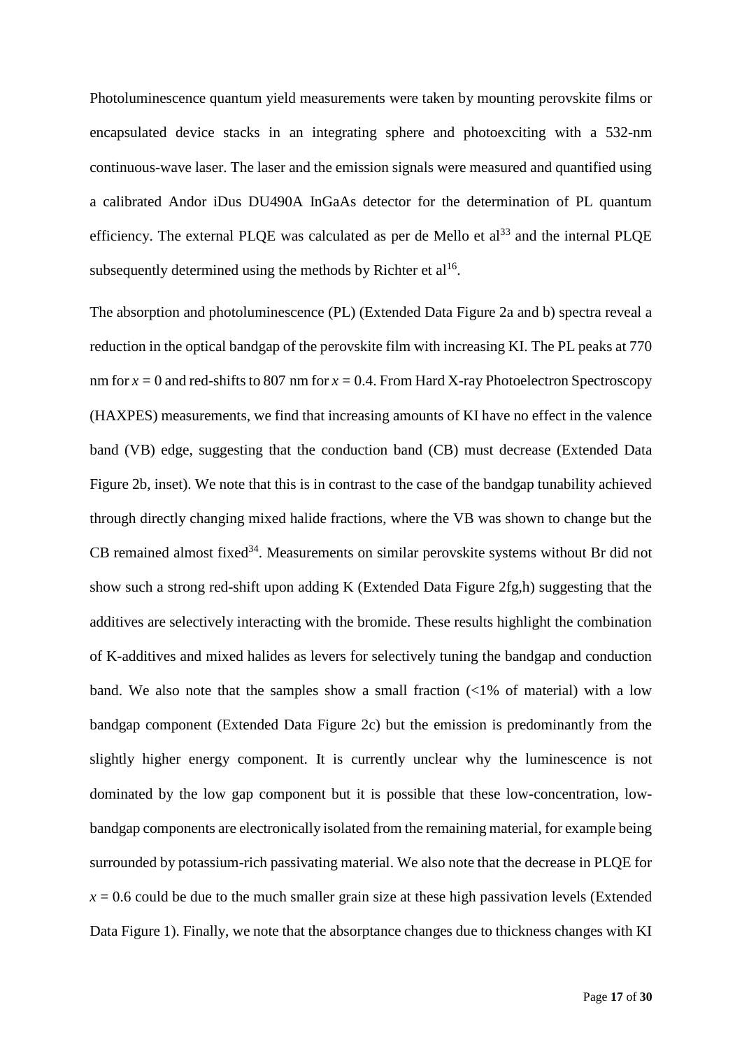Photoluminescence quantum yield measurements were taken by mounting perovskite films or encapsulated device stacks in an integrating sphere and photoexciting with a 532-nm continuous-wave laser. The laser and the emission signals were measured and quantified using a calibrated Andor iDus DU490A InGaAs detector for the determination of PL quantum efficiency. The external PLQE was calculated as per de Mello et al[33] and the internal PLQE subsequently determined using the methods by Richter et al[16].

The absorption and photoluminescence (PL) (Extended Data Figure 2a and b) spectra reveal a reduction in the optical bandgap of the perovskite film with increasing KI. The PL peaks at 770 nm for $x = 0$ and red-shifts to 807 nm for $x = 0.4$. From Hard X-ray Photoelectron Spectroscopy (HAXPES) measurements, we find that increasing amounts of KI have no effect in the valence band (VB) edge, suggesting that the conduction band (CB) must decrease (Extended Data Figure 2b, inset). We note that this is in contrast to the case of the bandgap tunability achieved through directly changing mixed halide fractions, where the VB was shown to change but the CB remained almost fixed[34]. Measurements on similar perovskite systems without Br did not show such a strong red-shift upon adding K (Extended Data Figure 2fg,h) suggesting that the additives are selectively interacting with the bromide. These results highlight the combination of K-additives and mixed halides as levers for selectively tuning the bandgap and conduction band. We also note that the samples show a small fraction (<1% of material) with a low bandgap component (Extended Data Figure 2c) but the emission is predominantly from the slightly higher energy component. It is currently unclear why the luminescence is not dominated by the low gap component but it is possible that these low-concentration, low-bandgap components are electronically isolated from the remaining material, for example being surrounded by potassium-rich passivating material. We also note that the decrease in PLQE for $x = 0.6$ could be due to the much smaller grain size at these high passivation levels (Extended Data Figure 1). Finally, we note that the absorptance changes due to thickness changes with KI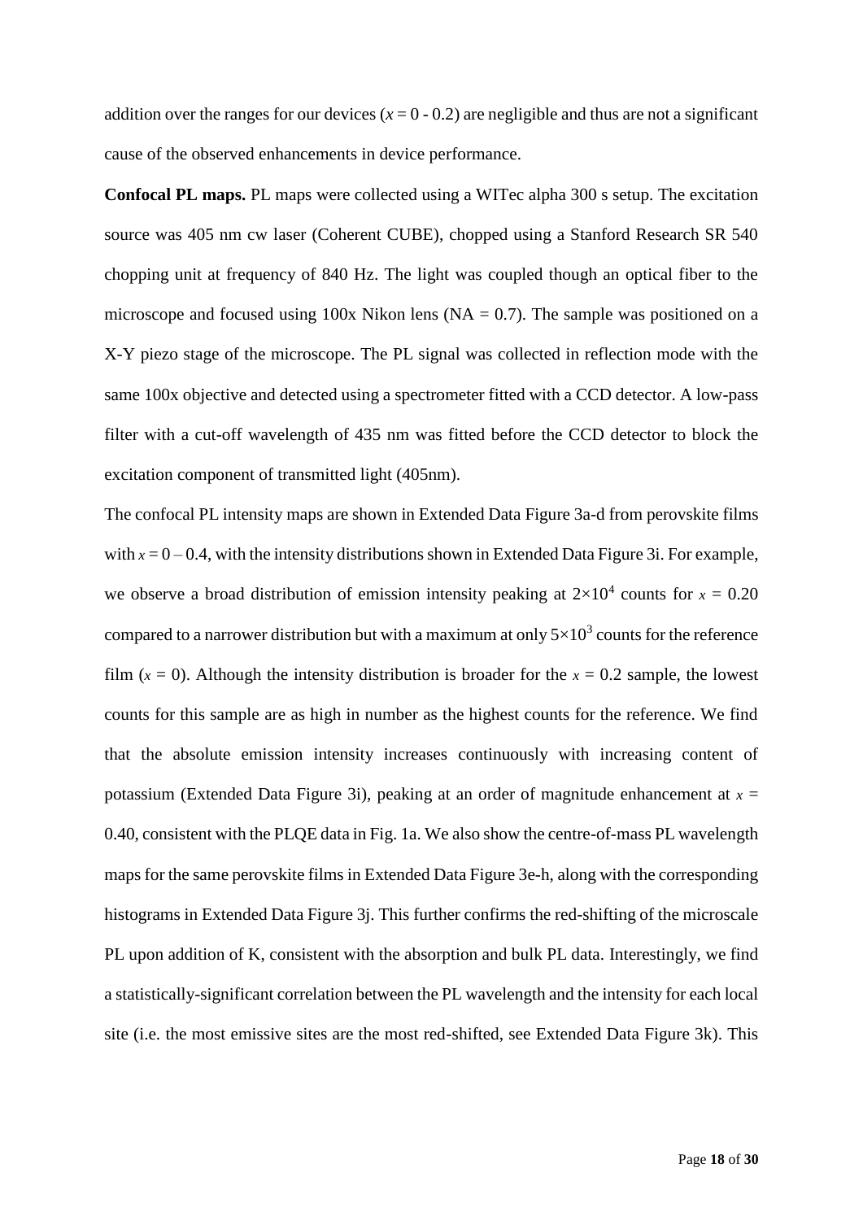addition over the ranges for our devices ($x = 0 - 0.2$) are negligible and thus are not a significant cause of the observed enhancements in device performance.

**Confocal PL maps.** PL maps were collected using a WITec alpha 300 s setup. The excitation source was 405 nm cw laser (Coherent CUBE), chopped using a Stanford Research SR 540 chopping unit at frequency of 840 Hz. The light was coupled though an optical fiber to the microscope and focused using 100x Nikon lens (NA = 0.7). The sample was positioned on a X-Y piezo stage of the microscope. The PL signal was collected in reflection mode with the same 100x objective and detected using a spectrometer fitted with a CCD detector. A low-pass filter with a cut-off wavelength of 435 nm was fitted before the CCD detector to block the excitation component of transmitted light (405nm).

The confocal PL intensity maps are shown in Extended Data Figure 3a-d from perovskite films with $x = 0 – 0.4$, with the intensity distributions shown in Extended Data Figure 3i. For example, we observe a broad distribution of emission intensity peaking at $2×10^4$ counts for $x = 0.20$ compared to a narrower distribution but with a maximum at only $5×10^3$ counts for the reference film ($x = 0$). Although the intensity distribution is broader for the $x = 0.2$ sample, the lowest counts for this sample are as high in number as the highest counts for the reference. We find that the absolute emission intensity increases continuously with increasing content of potassium (Extended Data Figure 3i), peaking at an order of magnitude enhancement at $x = 0.40$, consistent with the PLQE data in Fig. 1a. We also show the centre-of-mass PL wavelength maps for the same perovskite films in Extended Data Figure 3e-h, along with the corresponding histograms in Extended Data Figure 3j. This further confirms the red-shifting of the microscale PL upon addition of K, consistent with the absorption and bulk PL data. Interestingly, we find a statistically-significant correlation between the PL wavelength and the intensity for each local site (i.e. the most emissive sites are the most red-shifted, see Extended Data Figure 3k). This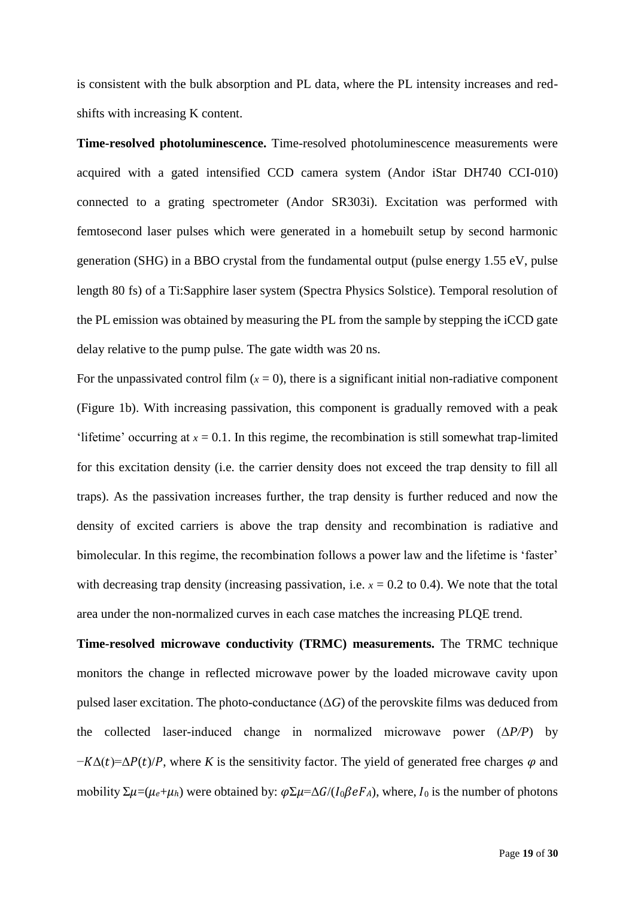is consistent with the bulk absorption and PL data, where the PL intensity increases and red-shifts with increasing K content.

**Time-resolved photoluminescence.** Time-resolved photoluminescence measurements were acquired with a gated intensified CCD camera system (Andor iStar DH740 CCI-010) connected to a grating spectrometer (Andor SR303i). Excitation was performed with femtosecond laser pulses which were generated in a homebuilt setup by second harmonic generation (SHG) in a BBO crystal from the fundamental output (pulse energy 1.55 eV, pulse length 80 fs) of a Ti:Sapphire laser system (Spectra Physics Solstice). Temporal resolution of the PL emission was obtained by measuring the PL from the sample by stepping the iCCD gate delay relative to the pump pulse. The gate width was 20 ns.

For the unpassivated control film ($x = 0$), there is a significant initial non-radiative component (Figure 1b). With increasing passivation, this component is gradually removed with a peak 'lifetime' occurring at $x = 0.1$. In this regime, the recombination is still somewhat trap-limited for this excitation density (i.e. the carrier density does not exceed the trap density to fill all traps). As the passivation increases further, the trap density is further reduced and now the density of excited carriers is above the trap density and recombination is radiative and bimolecular. In this regime, the recombination follows a power law and the lifetime is 'faster' with decreasing trap density (increasing passivation, i.e. $x = 0.2$ to 0.4). We note that the total area under the non-normalized curves in each case matches the increasing PLQE trend.

**Time-resolved microwave conductivity (TRMC) measurements.** The TRMC technique monitors the change in reflected microwave power by the loaded microwave cavity upon pulsed laser excitation. The photo-conductance ($\Delta G$) of the perovskite films was deduced from the collected laser-induced change in normalized microwave power ($\Delta P/P$) by $-K\Delta(t)=\Delta P(t)/P$, where $K$ is the sensitivity factor. The yield of generated free charges $\varphi$ and mobility $\Sigma\mu=(\mu_e+\mu_h)$ were obtained by: $\varphi\Sigma\mu=\Delta G/(I_0\beta e F_A)$, where, $I_0$ is the number of photons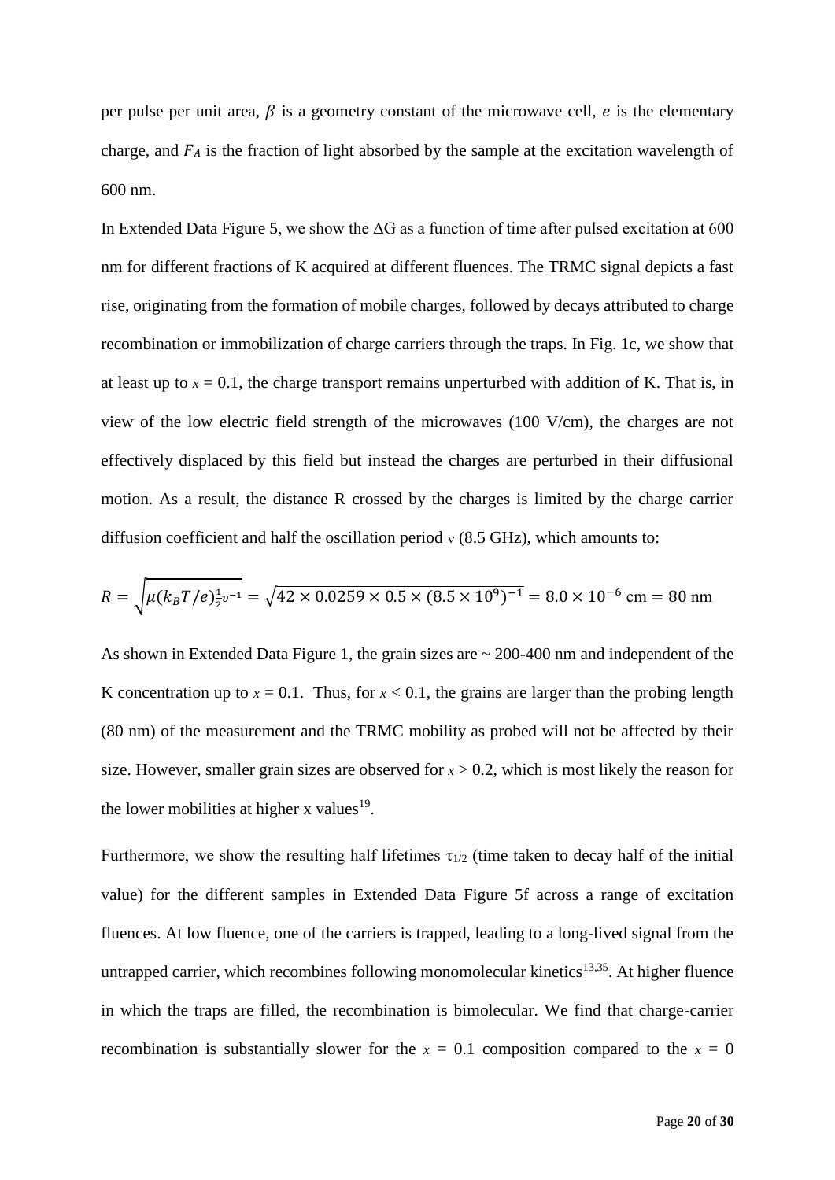per pulse per unit area, $\beta$ is a geometry constant of the microwave cell, $e$ is the elementary charge, and $F_A$ is the fraction of light absorbed by the sample at the excitation wavelength of 600 nm.

In Extended Data Figure 5, we show the ΔG as a function of time after pulsed excitation at 600 nm for different fractions of K acquired at different fluences. The TRMC signal depicts a fast rise, originating from the formation of mobile charges, followed by decays attributed to charge recombination or immobilization of charge carriers through the traps. In Fig. 1c, we show that at least up to $x = 0.1$, the charge transport remains unperturbed with addition of K. That is, in view of the low electric field strength of the microwaves (100 V/cm), the charges are not effectively displaced by this field but instead the charges are perturbed in their diffusional motion. As a result, the distance R crossed by the charges is limited by the charge carrier diffusion coefficient and half the oscillation period ν (8.5 GHz), which amounts to:

$$R = \sqrt{\mu(k_B T/e)\tfrac{1}{2}\upsilon^{-1}} = \sqrt{42 \times 0.0259 \times 0.5 \times (8.5 \times 10^9)^{-1}} = 8.0 \times 10^{-6}\ \text{cm} = 80\ \text{nm}$$

As shown in Extended Data Figure 1, the grain sizes are ~ 200-400 nm and independent of the K concentration up to $x = 0.1$. Thus, for $x < 0.1$, the grains are larger than the probing length (80 nm) of the measurement and the TRMC mobility as probed will not be affected by their size. However, smaller grain sizes are observed for $x > 0.2$, which is most likely the reason for the lower mobilities at higher x values[19].

Furthermore, we show the resulting half lifetimes $\tau_{1/2}$ (time taken to decay half of the initial value) for the different samples in Extended Data Figure 5f across a range of excitation fluences. At low fluence, one of the carriers is trapped, leading to a long-lived signal from the untrapped carrier, which recombines following monomolecular kinetics[13,35]. At higher fluence in which the traps are filled, the recombination is bimolecular. We find that charge-carrier recombination is substantially slower for the $x = 0.1$ composition compared to the $x = 0$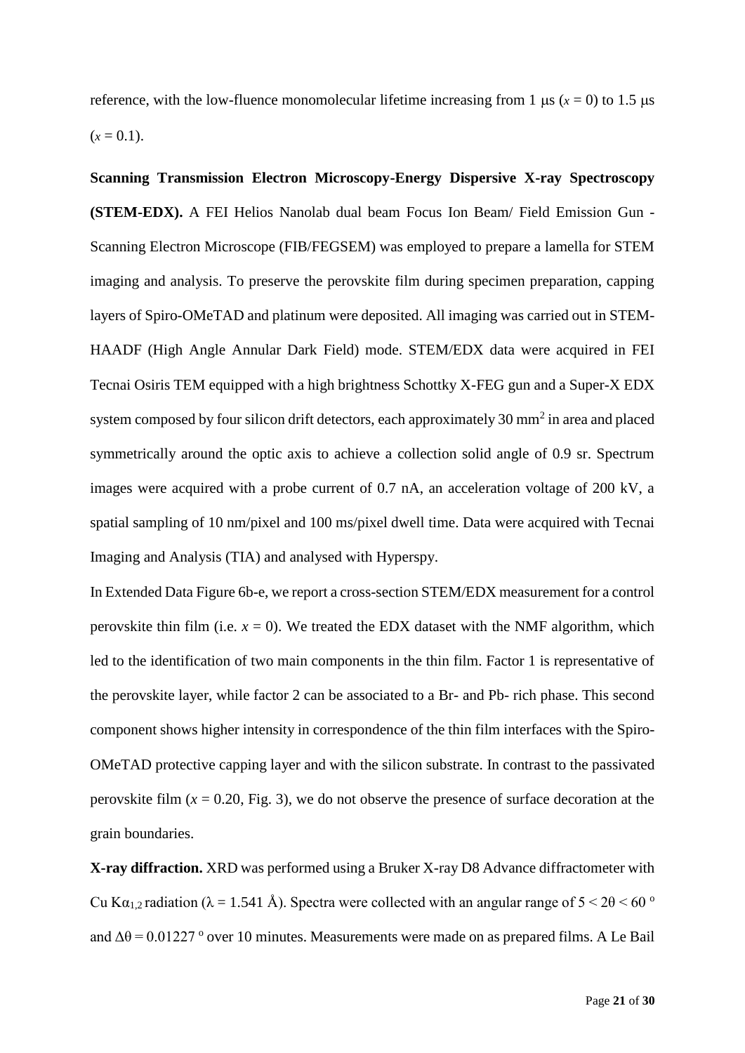reference, with the low-fluence monomolecular lifetime increasing from 1 μs ($x = 0$) to 1.5 μs ($x = 0.1$).

**Scanning Transmission Electron Microscopy-Energy Dispersive X-ray Spectroscopy (STEM-EDX).** A FEI Helios Nanolab dual beam Focus Ion Beam/ Field Emission Gun - Scanning Electron Microscope (FIB/FEGSEM) was employed to prepare a lamella for STEM imaging and analysis. To preserve the perovskite film during specimen preparation, capping layers of Spiro-OMeTAD and platinum were deposited. All imaging was carried out in STEM-HAADF (High Angle Annular Dark Field) mode. STEM/EDX data were acquired in FEI Tecnai Osiris TEM equipped with a high brightness Schottky X-FEG gun and a Super-X EDX system composed by four silicon drift detectors, each approximately 30 $mm^2$ in area and placed symmetrically around the optic axis to achieve a collection solid angle of 0.9 sr. Spectrum images were acquired with a probe current of 0.7 nA, an acceleration voltage of 200 kV, a spatial sampling of 10 nm/pixel and 100 ms/pixel dwell time. Data were acquired with Tecnai Imaging and Analysis (TIA) and analysed with Hyperspy.

In Extended Data Figure 6b-e, we report a cross-section STEM/EDX measurement for a control perovskite thin film (i.e. $x = 0$). We treated the EDX dataset with the NMF algorithm, which led to the identification of two main components in the thin film. Factor 1 is representative of the perovskite layer, while factor 2 can be associated to a Br- and Pb- rich phase. This second component shows higher intensity in correspondence of the thin film interfaces with the Spiro-OMeTAD protective capping layer and with the silicon substrate. In contrast to the passivated perovskite film ($x = 0.20$, Fig. 3), we do not observe the presence of surface decoration at the grain boundaries.

**X-ray diffraction.** XRD was performed using a Bruker X-ray D8 Advance diffractometer with Cu $K\alpha_{1,2}$ radiation ($\lambda = 1.541$ Å). Spectra were collected with an angular range of $5 < 2\theta < 60$ ° and $\Delta\theta = 0.01227$ ° over 10 minutes. Measurements were made on as prepared films. A Le Bail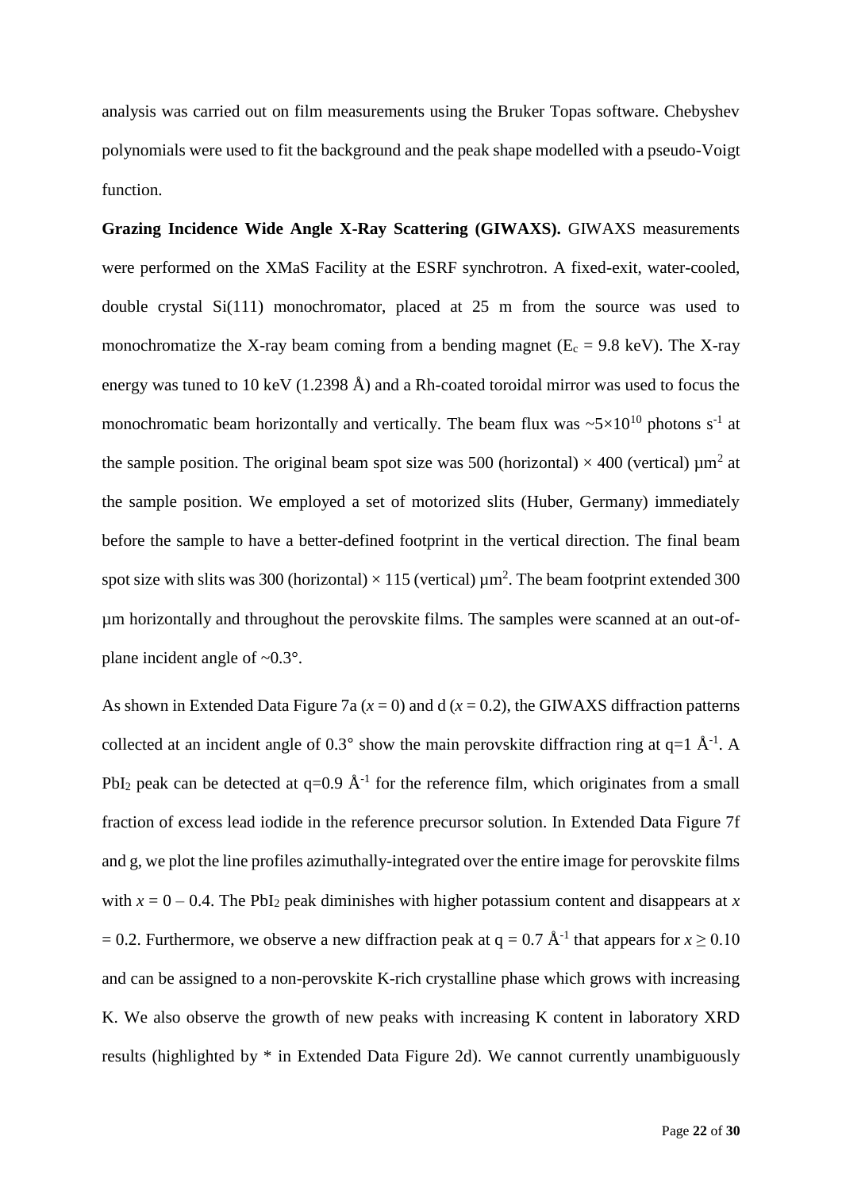analysis was carried out on film measurements using the Bruker Topas software. Chebyshev polynomials were used to fit the background and the peak shape modelled with a pseudo-Voigt function.

**Grazing Incidence Wide Angle X-Ray Scattering (GIWAXS).** GIWAXS measurements were performed on the XMaS Facility at the ESRF synchrotron. A fixed-exit, water-cooled, double crystal Si(111) monochromator, placed at 25 m from the source was used to monochromatize the X-ray beam coming from a bending magnet ($E_c$ = 9.8 keV). The X-ray energy was tuned to 10 keV (1.2398 Å) and a Rh-coated toroidal mirror was used to focus the monochromatic beam horizontally and vertically. The beam flux was ~$5\times10^{10}$ photons $s^{-1}$ at the sample position. The original beam spot size was 500 (horizontal) × 400 (vertical) $\mu m^2$ at the sample position. We employed a set of motorized slits (Huber, Germany) immediately before the sample to have a better-defined footprint in the vertical direction. The final beam spot size with slits was 300 (horizontal) × 115 (vertical) $\mu m^2$. The beam footprint extended 300 µm horizontally and throughout the perovskite films. The samples were scanned at an out-of-plane incident angle of ~0.3°.

As shown in Extended Data Figure 7a ($x$ = 0) and d ($x$ = 0.2), the GIWAXS diffraction patterns collected at an incident angle of 0.3° show the main perovskite diffraction ring at q=1 $Å^{-1}$. A $PbI_2$ peak can be detected at q=0.9 $Å^{-1}$ for the reference film, which originates from a small fraction of excess lead iodide in the reference precursor solution. In Extended Data Figure 7f and g, we plot the line profiles azimuthally-integrated over the entire image for perovskite films with $x$ = 0 – 0.4. The $PbI_2$ peak diminishes with higher potassium content and disappears at $x$ = 0.2. Furthermore, we observe a new diffraction peak at q = 0.7 $Å^{-1}$ that appears for $x \geq 0.10$ and can be assigned to a non-perovskite K-rich crystalline phase which grows with increasing K. We also observe the growth of new peaks with increasing K content in laboratory XRD results (highlighted by * in Extended Data Figure 2d). We cannot currently unambiguously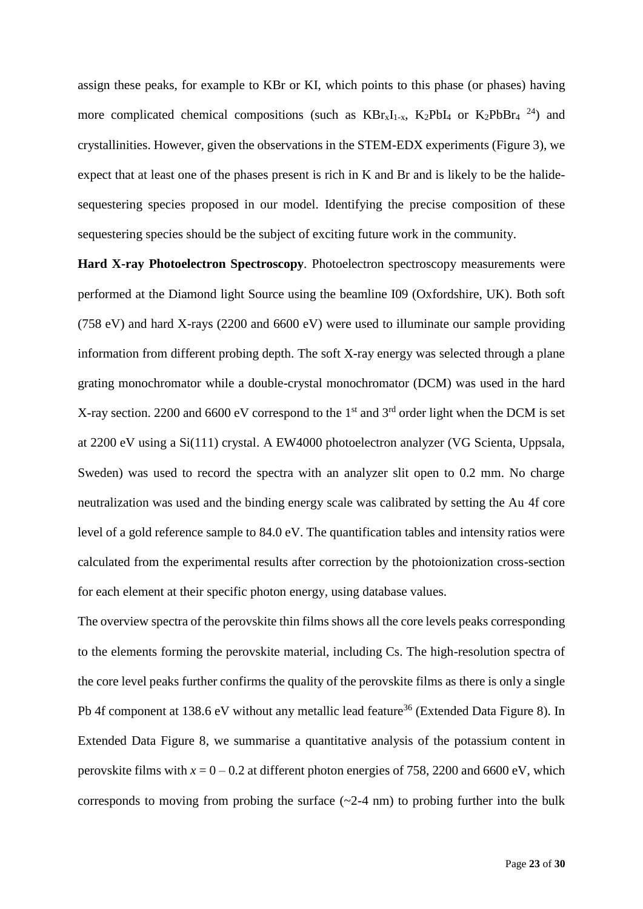assign these peaks, for example to KBr or KI, which points to this phase (or phases) having more complicated chemical compositions (such as $KBr_xI_{1-x}$, $K_2PbI_4$ or $K_2PbBr_4$ [24]) and crystallinities. However, given the observations in the STEM-EDX experiments (Figure 3), we expect that at least one of the phases present is rich in K and Br and is likely to be the halide-sequestering species proposed in our model. Identifying the precise composition of these sequestering species should be the subject of exciting future work in the community.

**Hard X-ray Photoelectron Spectroscopy**. Photoelectron spectroscopy measurements were performed at the Diamond light Source using the beamline I09 (Oxfordshire, UK). Both soft (758 eV) and hard X-rays (2200 and 6600 eV) were used to illuminate our sample providing information from different probing depth. The soft X-ray energy was selected through a plane grating monochromator while a double-crystal monochromator (DCM) was used in the hard X-ray section. 2200 and 6600 eV correspond to the 1$^{st}$ and 3$^{rd}$ order light when the DCM is set at 2200 eV using a Si(111) crystal. A EW4000 photoelectron analyzer (VG Scienta, Uppsala, Sweden) was used to record the spectra with an analyzer slit open to 0.2 mm. No charge neutralization was used and the binding energy scale was calibrated by setting the Au 4f core level of a gold reference sample to 84.0 eV. The quantification tables and intensity ratios were calculated from the experimental results after correction by the photoionization cross-section for each element at their specific photon energy, using database values.

The overview spectra of the perovskite thin films shows all the core levels peaks corresponding to the elements forming the perovskite material, including Cs. The high-resolution spectra of the core level peaks further confirms the quality of the perovskite films as there is only a single Pb 4f component at 138.6 eV without any metallic lead feature[36] (Extended Data Figure 8). In Extended Data Figure 8, we summarise a quantitative analysis of the potassium content in perovskite films with $x = 0 - 0.2$ at different photon energies of 758, 2200 and 6600 eV, which corresponds to moving from probing the surface (~2-4 nm) to probing further into the bulk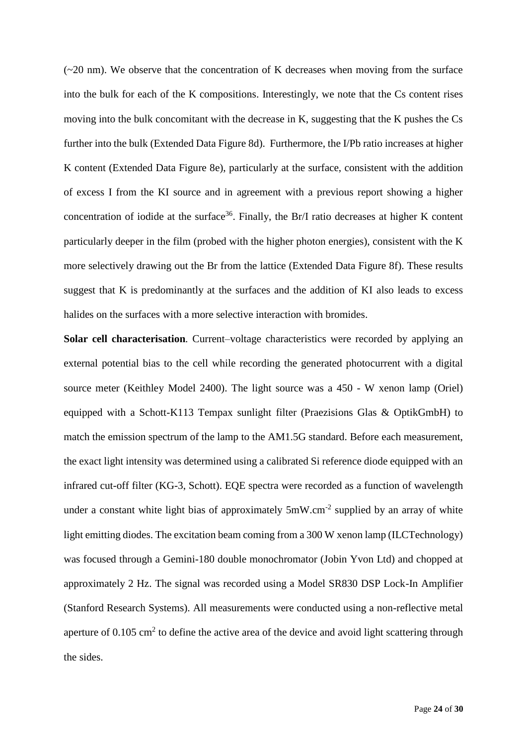(~20 nm). We observe that the concentration of K decreases when moving from the surface into the bulk for each of the K compositions. Interestingly, we note that the Cs content rises moving into the bulk concomitant with the decrease in K, suggesting that the K pushes the Cs further into the bulk (Extended Data Figure 8d). Furthermore, the I/Pb ratio increases at higher K content (Extended Data Figure 8e), particularly at the surface, consistent with the addition of excess I from the KI source and in agreement with a previous report showing a higher concentration of iodide at the surface[36]. Finally, the Br/I ratio decreases at higher K content particularly deeper in the film (probed with the higher photon energies), consistent with the K more selectively drawing out the Br from the lattice (Extended Data Figure 8f). These results suggest that K is predominantly at the surfaces and the addition of KI also leads to excess halides on the surfaces with a more selective interaction with bromides.

**Solar cell characterisation**. Current–voltage characteristics were recorded by applying an external potential bias to the cell while recording the generated photocurrent with a digital source meter (Keithley Model 2400). The light source was a 450 - W xenon lamp (Oriel) equipped with a Schott-K113 Tempax sunlight filter (Praezisions Glas & OptikGmbH) to match the emission spectrum of the lamp to the AM1.5G standard. Before each measurement, the exact light intensity was determined using a calibrated Si reference diode equipped with an infrared cut-off filter (KG-3, Schott). EQE spectra were recorded as a function of wavelength under a constant white light bias of approximately 5mW.cm$^{-2}$ supplied by an array of white light emitting diodes. The excitation beam coming from a 300 W xenon lamp (ILCTechnology) was focused through a Gemini-180 double monochromator (Jobin Yvon Ltd) and chopped at approximately 2 Hz. The signal was recorded using a Model SR830 DSP Lock-In Amplifier (Stanford Research Systems). All measurements were conducted using a non-reflective metal aperture of 0.105 cm$^2$ to define the active area of the device and avoid light scattering through the sides.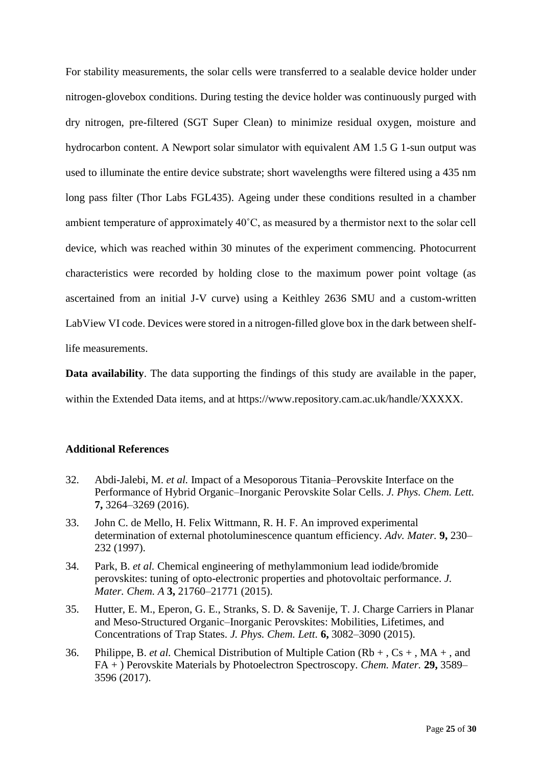For stability measurements, the solar cells were transferred to a sealable device holder under nitrogen-glovebox conditions. During testing the device holder was continuously purged with dry nitrogen, pre-filtered (SGT Super Clean) to minimize residual oxygen, moisture and hydrocarbon content. A Newport solar simulator with equivalent AM 1.5 G 1-sun output was used to illuminate the entire device substrate; short wavelengths were filtered using a 435 nm long pass filter (Thor Labs FGL435). Ageing under these conditions resulted in a chamber ambient temperature of approximately 40˚C, as measured by a thermistor next to the solar cell device, which was reached within 30 minutes of the experiment commencing. Photocurrent characteristics were recorded by holding close to the maximum power point voltage (as ascertained from an initial J-V curve) using a Keithley 2636 SMU and a custom-written LabView VI code. Devices were stored in a nitrogen-filled glove box in the dark between shelf-life measurements.

**Data availability**. The data supporting the findings of this study are available in the paper, within the Extended Data items, and at https://www.repository.cam.ac.uk/handle/XXXXX.

### Additional References

32. Abdi-Jalebi, M. *et al.* Impact of a Mesoporous Titania–Perovskite Interface on the Performance of Hybrid Organic–Inorganic Perovskite Solar Cells. *J. Phys. Chem. Lett.* **7,** 3264–3269 (2016).
33. John C. de Mello, H. Felix Wittmann, R. H. F. An improved experimental determination of external photoluminescence quantum efficiency. *Adv. Mater.* **9,** 230–232 (1997).
34. Park, B. *et al.* Chemical engineering of methylammonium lead iodide/bromide perovskites: tuning of opto-electronic properties and photovoltaic performance. *J. Mater. Chem. A* **3,** 21760–21771 (2015).
35. Hutter, E. M., Eperon, G. E., Stranks, S. D. & Savenije, T. J. Charge Carriers in Planar and Meso-Structured Organic–Inorganic Perovskites: Mobilities, Lifetimes, and Concentrations of Trap States. *J. Phys. Chem. Lett.* **6,** 3082–3090 (2015).
36. Philippe, B. *et al.* Chemical Distribution of Multiple Cation (Rb + , Cs + , MA + , and FA + ) Perovskite Materials by Photoelectron Spectroscopy. *Chem. Mater.* **29,** 3589–3596 (2017).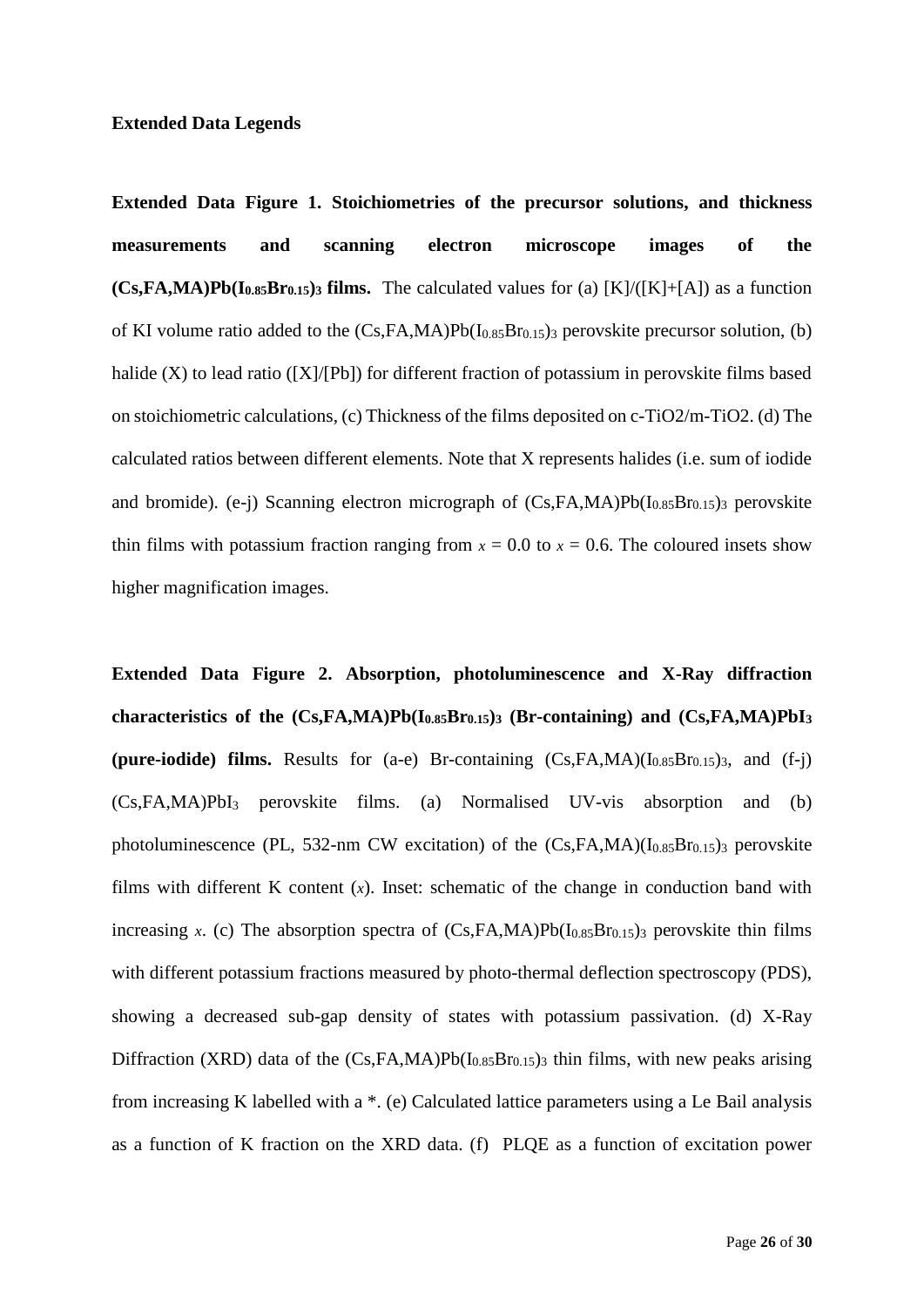**Extended Data Legends**

**Extended Data Figure 1. Stoichiometries of the precursor solutions, and thickness measurements and scanning electron microscope images of the $(Cs,FA,MA)Pb(I_{0.85}Br_{0.15})_3$ films.** The calculated values for (a) [K]/([K]+[A]) as a function of KI volume ratio added to the $(Cs,FA,MA)Pb(I_{0.85}Br_{0.15})_3$ perovskite precursor solution, (b) halide (X) to lead ratio ([X]/[Pb]) for different fraction of potassium in perovskite films based on stoichiometric calculations, (c) Thickness of the films deposited on c-TiO2/m-TiO2. (d) The calculated ratios between different elements. Note that X represents halides (i.e. sum of iodide and bromide). (e-j) Scanning electron micrograph of $(Cs,FA,MA)Pb(I_{0.85}Br_{0.15})_3$ perovskite thin films with potassium fraction ranging from $x = 0.0$ to $x = 0.6$. The coloured insets show higher magnification images.

**Extended Data Figure 2. Absorption, photoluminescence and X-Ray diffraction characteristics of the $(Cs,FA,MA)Pb(I_{0.85}Br_{0.15})_3$ (Br-containing) and $(Cs,FA,MA)PbI_3$ (pure-iodide) films.** Results for (a-e) Br-containing $(Cs,FA,MA)(I_{0.85}Br_{0.15})_3$, and (f-j) $(Cs,FA,MA)PbI_3$ perovskite films. (a) Normalised UV-vis absorption and (b) photoluminescence (PL, 532-nm CW excitation) of the $(Cs,FA,MA)(I_{0.85}Br_{0.15})_3$ perovskite films with different K content ($x$). Inset: schematic of the change in conduction band with increasing $x$. (c) The absorption spectra of $(Cs,FA,MA)Pb(I_{0.85}Br_{0.15})_3$ perovskite thin films with different potassium fractions measured by photo-thermal deflection spectroscopy (PDS), showing a decreased sub-gap density of states with potassium passivation. (d) X-Ray Diffraction (XRD) data of the $(Cs,FA,MA)Pb(I_{0.85}Br_{0.15})_3$ thin films, with new peaks arising from increasing K labelled with a *. (e) Calculated lattice parameters using a Le Bail analysis as a function of K fraction on the XRD data. (f) PLQE as a function of excitation power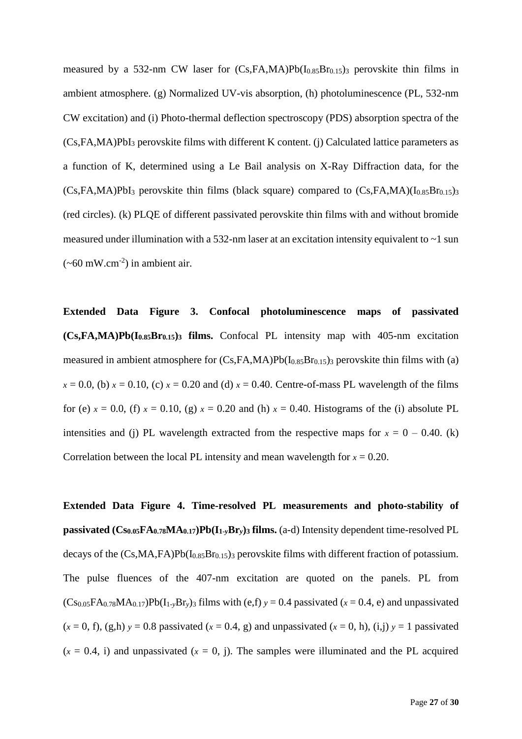measured by a 532-nm CW laser for $(Cs,FA,MA)Pb(I_{0.85}Br_{0.15})_3$ perovskite thin films in ambient atmosphere. (g) Normalized UV-vis absorption, (h) photoluminescence (PL, 532-nm CW excitation) and (i) Photo-thermal deflection spectroscopy (PDS) absorption spectra of the $(Cs,FA,MA)PbI_3$ perovskite films with different K content. (j) Calculated lattice parameters as a function of K, determined using a Le Bail analysis on X-Ray Diffraction data, for the $(Cs,FA,MA)PbI_3$ perovskite thin films (black square) compared to $(Cs,FA,MA)(I_{0.85}Br_{0.15})_3$ (red circles). (k) PLQE of different passivated perovskite thin films with and without bromide measured under illumination with a 532-nm laser at an excitation intensity equivalent to ~1 sun (~60 $mW.cm^{-2}$) in ambient air.

**Extended Data Figure 3. Confocal photoluminescence maps of passivated $(Cs,FA,MA)Pb(I_{0.85}Br_{0.15})_3$ films.** Confocal PL intensity map with 405-nm excitation measured in ambient atmosphere for $(Cs,FA,MA)Pb(I_{0.85}Br_{0.15})_3$ perovskite thin films with (a) $x = 0.0$, (b) $x = 0.10$, (c) $x = 0.20$ and (d) $x = 0.40$. Centre-of-mass PL wavelength of the films for (e) $x = 0.0$, (f) $x = 0.10$, (g) $x = 0.20$ and (h) $x = 0.40$. Histograms of the (i) absolute PL intensities and (j) PL wavelength extracted from the respective maps for $x = 0 – 0.40$. (k) Correlation between the local PL intensity and mean wavelength for $x = 0.20$.

**Extended Data Figure 4. Time-resolved PL measurements and photo-stability of passivated $(Cs_{0.05}FA_{0.78}MA_{0.17})Pb(I_{1-y}Br_y)_3$ films.** (a-d) Intensity dependent time-resolved PL decays of the $(Cs,MA,FA)Pb(I_{0.85}Br_{0.15})_3$ perovskite films with different fraction of potassium. The pulse fluences of the 407-nm excitation are quoted on the panels. PL from $(Cs_{0.05}FA_{0.78}MA_{0.17})Pb(I_{1-y}Br_y)_3$ films with (e,f) $y = 0.4$ passivated ($x = 0.4$, e) and unpassivated ($x = 0$, f), (g,h) $y = 0.8$ passivated ($x = 0.4$, g) and unpassivated ($x = 0$, h), (i,j) $y = 1$ passivated ($x = 0.4$, i) and unpassivated ($x = 0$, j). The samples were illuminated and the PL acquired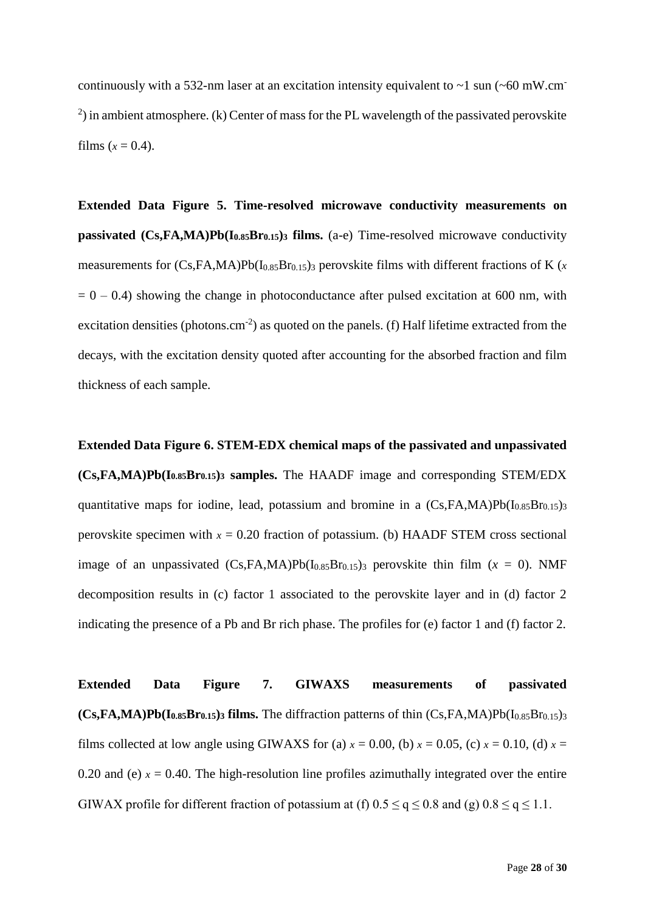continuously with a 532-nm laser at an excitation intensity equivalent to ~1 sun (~60 mW.cm$^{-2}$) in ambient atmosphere. (k) Center of mass for the PL wavelength of the passivated perovskite films ($x$ = 0.4).

**Extended Data Figure 5. Time-resolved microwave conductivity measurements on passivated (Cs,FA,MA)Pb($I_{0.85}Br_{0.15}$)$_3$ films.** (a-e) Time-resolved microwave conductivity measurements for (Cs,FA,MA)Pb($I_{0.85}Br_{0.15}$)$_3$ perovskite films with different fractions of K ($x$ = 0 – 0.4) showing the change in photoconductance after pulsed excitation at 600 nm, with excitation densities (photons.cm$^{-2}$) as quoted on the panels. (f) Half lifetime extracted from the decays, with the excitation density quoted after accounting for the absorbed fraction and film thickness of each sample.

**Extended Data Figure 6. STEM-EDX chemical maps of the passivated and unpassivated (Cs,FA,MA)Pb($I_{0.85}Br_{0.15}$)$_3$ samples.** The HAADF image and corresponding STEM/EDX quantitative maps for iodine, lead, potassium and bromine in a (Cs,FA,MA)Pb($I_{0.85}Br_{0.15}$)$_3$ perovskite specimen with $x$ = 0.20 fraction of potassium. (b) HAADF STEM cross sectional image of an unpassivated (Cs,FA,MA)Pb($I_{0.85}Br_{0.15}$)$_3$ perovskite thin film ($x$ = 0). NMF decomposition results in (c) factor 1 associated to the perovskite layer and in (d) factor 2 indicating the presence of a Pb and Br rich phase. The profiles for (e) factor 1 and (f) factor 2.

**Extended Data Figure 7. GIWAXS measurements of passivated (Cs,FA,MA)Pb($I_{0.85}Br_{0.15}$)$_3$ films.** The diffraction patterns of thin (Cs,FA,MA)Pb($I_{0.85}Br_{0.15}$)$_3$ films collected at low angle using GIWAXS for (a) $x$ = 0.00, (b) $x$ = 0.05, (c) $x$ = 0.10, (d) $x$ = 0.20 and (e) $x$ = 0.40. The high-resolution line profiles azimuthally integrated over the entire GIWAX profile for different fraction of potassium at (f) $0.5 \leq q \leq 0.8$ and (g) $0.8 \leq q \leq 1.1$.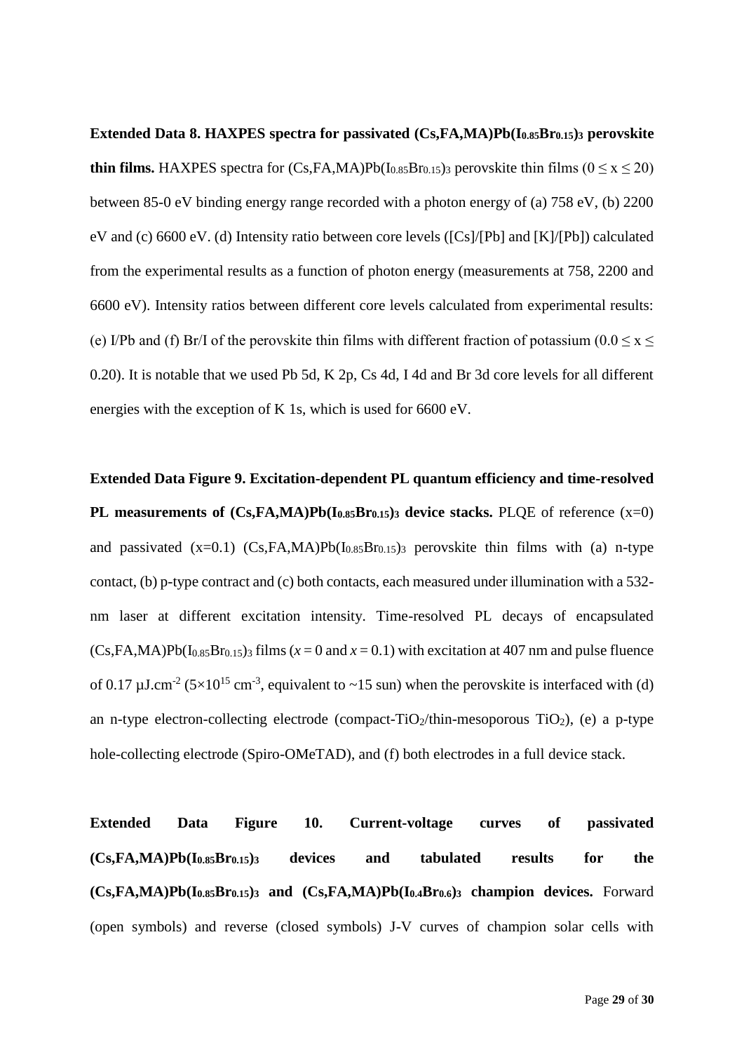**Extended Data 8. HAXPES spectra for passivated $(Cs,FA,MA)Pb(I_{0.85}Br_{0.15})_3$ perovskite thin films.** HAXPES spectra for $(Cs,FA,MA)Pb(I_{0.85}Br_{0.15})_3$ perovskite thin films ($0 \leq x \leq 20$) between 85-0 eV binding energy range recorded with a photon energy of (a) 758 eV, (b) 2200 eV and (c) 6600 eV. (d) Intensity ratio between core levels ([Cs]/[Pb] and [K]/[Pb]) calculated from the experimental results as a function of photon energy (measurements at 758, 2200 and 6600 eV). Intensity ratios between different core levels calculated from experimental results: (e) I/Pb and (f) Br/I of the perovskite thin films with different fraction of potassium ($0.0 \leq x \leq 0.20$). It is notable that we used Pb 5d, K 2p, Cs 4d, I 4d and Br 3d core levels for all different energies with the exception of K 1s, which is used for 6600 eV.

**Extended Data Figure 9. Excitation-dependent PL quantum efficiency and time-resolved PL measurements of $(Cs,FA,MA)Pb(I_{0.85}Br_{0.15})_3$ device stacks.** PLQE of reference (x=0) and passivated (x=0.1) $(Cs,FA,MA)Pb(I_{0.85}Br_{0.15})_3$ perovskite thin films with (a) n-type contact, (b) p-type contract and (c) both contacts, each measured under illumination with a 532-nm laser at different excitation intensity. Time-resolved PL decays of encapsulated $(Cs,FA,MA)Pb(I_{0.85}Br_{0.15})_3$ films ($x = 0$ and $x = 0.1$) with excitation at 407 nm and pulse fluence of 0.17 $\mu J.cm^{-2}$ ($5\times10^{15}$ $cm^{-3}$, equivalent to ~15 sun) when the perovskite is interfaced with (d) an n-type electron-collecting electrode (compact-$TiO_2$/thin-mesoporous $TiO_2$), (e) a p-type hole-collecting electrode (Spiro-OMeTAD), and (f) both electrodes in a full device stack.

**Extended Data Figure 10. Current-voltage curves of passivated $(Cs,FA,MA)Pb(I_{0.85}Br_{0.15})_3$ devices and tabulated results for the $(Cs,FA,MA)Pb(I_{0.85}Br_{0.15})_3$ and $(Cs,FA,MA)Pb(I_{0.4}Br_{0.6})_3$ champion devices.** Forward (open symbols) and reverse (closed symbols) J-V curves of champion solar cells with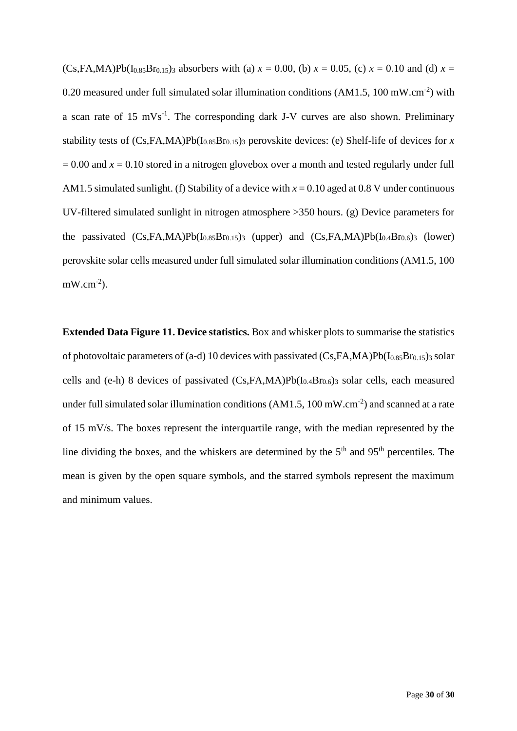$(Cs,FA,MA)Pb(I_{0.85}Br_{0.15})_3$ absorbers with (a) $x = 0.00$, (b) $x = 0.05$, (c) $x = 0.10$ and (d) $x = 0.20$ measured under full simulated solar illumination conditions (AM1.5, 100 $mW.cm^{-2}$) with a scan rate of 15 $mVs^{-1}$. The corresponding dark J-V curves are also shown. Preliminary stability tests of $(Cs,FA,MA)Pb(I_{0.85}Br_{0.15})_3$ perovskite devices: (e) Shelf-life of devices for $x = 0.00$ and $x = 0.10$ stored in a nitrogen glovebox over a month and tested regularly under full AM1.5 simulated sunlight. (f) Stability of a device with $x = 0.10$ aged at 0.8 V under continuous UV-filtered simulated sunlight in nitrogen atmosphere >350 hours. (g) Device parameters for the passivated $(Cs,FA,MA)Pb(I_{0.85}Br_{0.15})_3$ (upper) and $(Cs,FA,MA)Pb(I_{0.4}Br_{0.6})_3$ (lower) perovskite solar cells measured under full simulated solar illumination conditions (AM1.5, 100 $mW.cm^{-2}$).

**Extended Data Figure 11. Device statistics.** Box and whisker plots to summarise the statistics of photovoltaic parameters of (a-d) 10 devices with passivated $(Cs,FA,MA)Pb(I_{0.85}Br_{0.15})_3$ solar cells and (e-h) 8 devices of passivated $(Cs,FA,MA)Pb(I_{0.4}Br_{0.6})_3$ solar cells, each measured under full simulated solar illumination conditions (AM1.5, 100 $mW.cm^{-2}$) and scanned at a rate of 15 mV/s. The boxes represent the interquartile range, with the median represented by the line dividing the boxes, and the whiskers are determined by the $5^{th}$ and $95^{th}$ percentiles. The mean is given by the open square symbols, and the starred symbols represent the maximum and minimum values.